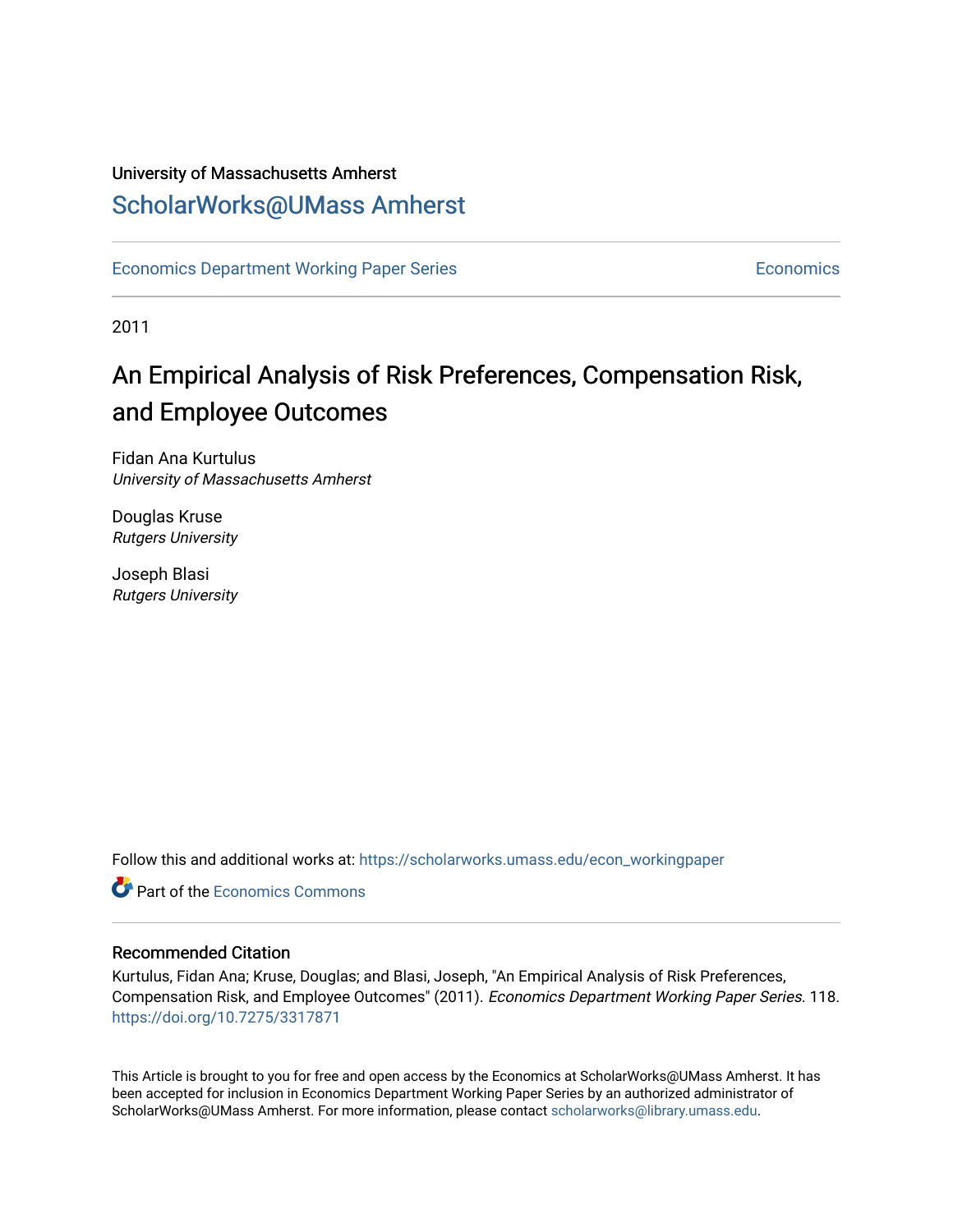University of Massachusetts Amherst

## ScholarWorks@UMass Amherst

Economics Department Working Paper Series | Economics

2011

# An Empirical Analysis of Risk Preferences, Compensation Risk, and Employee Outcomes

Fidan Ana Kurtulus
*University of Massachusetts Amherst*

Douglas Kruse
*Rutgers University*

Joseph Blasi
*Rutgers University*

Follow this and additional works at: https://scholarworks.umass.edu/econ_workingpaper

Part of the Economics Commons

### Recommended Citation

Kurtulus, Fidan Ana; Kruse, Douglas; and Blasi, Joseph, "An Empirical Analysis of Risk Preferences, Compensation Risk, and Employee Outcomes" (2011). *Economics Department Working Paper Series*. 118.
https://doi.org/10.7275/3317871

This Article is brought to you for free and open access by the Economics at ScholarWorks@UMass Amherst. It has been accepted for inclusion in Economics Department Working Paper Series by an authorized administrator of ScholarWorks@UMass Amherst. For more information, please contact scholarworks@library.umass.edu.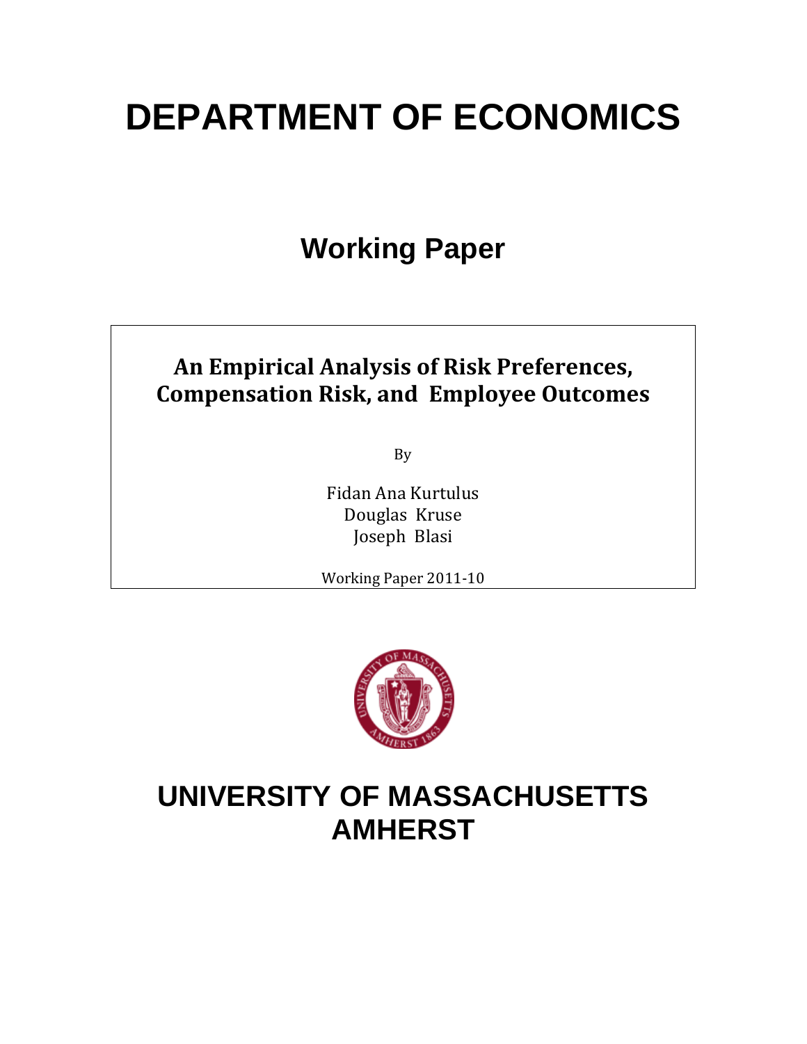# DEPARTMENT OF ECONOMICS

## Working Paper

**An Empirical Analysis of Risk Preferences, Compensation Risk, and Employee Outcomes**

By

Fidan Ana Kurtulus
Douglas Kruse
Joseph Blasi

Working Paper 2011-10

# UNIVERSITY OF MASSACHUSETTS AMHERST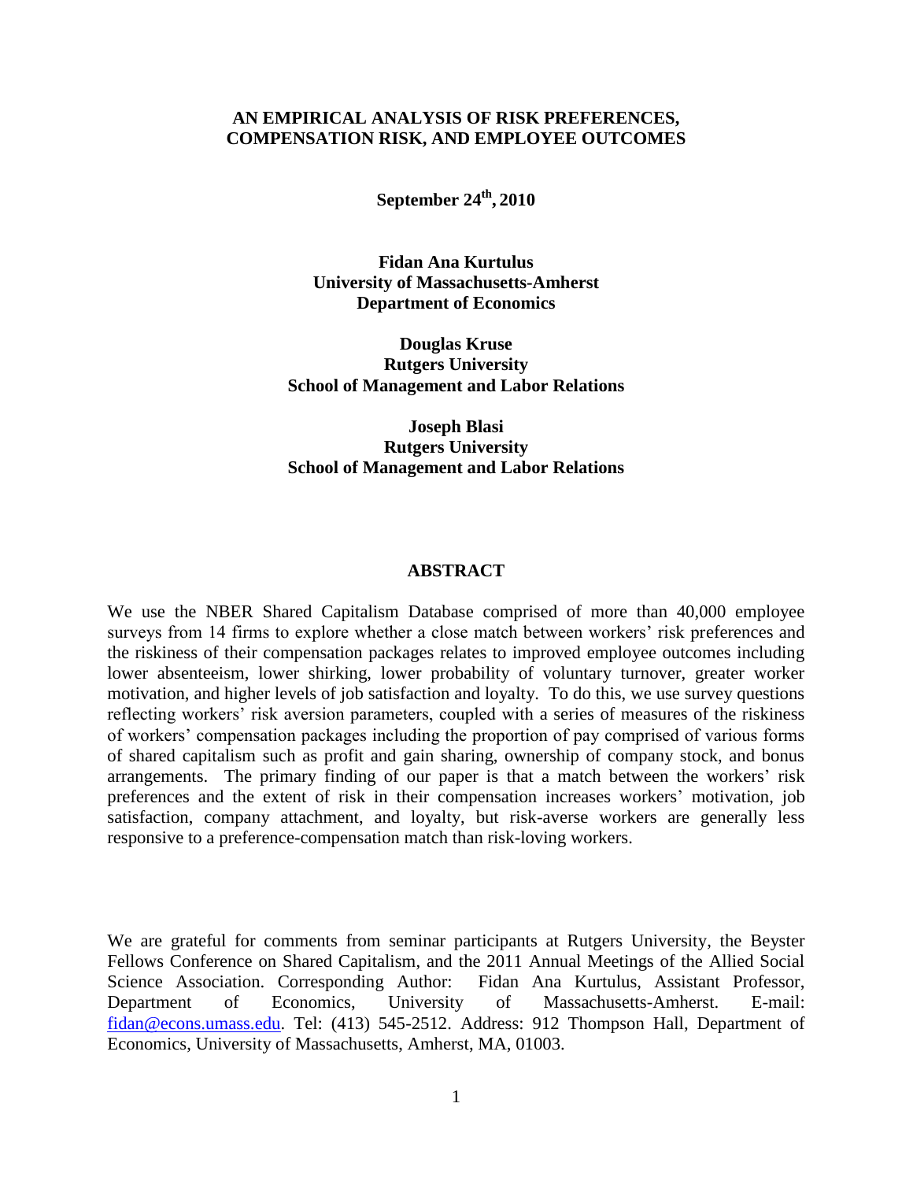# AN EMPIRICAL ANALYSIS OF RISK PREFERENCES, COMPENSATION RISK, AND EMPLOYEE OUTCOMES

**September 24th, 2010**

**Fidan Ana Kurtulus**
**University of Massachusetts-Amherst**
**Department of Economics**

**Douglas Kruse**
**Rutgers University**
**School of Management and Labor Relations**

**Joseph Blasi**
**Rutgers University**
**School of Management and Labor Relations**

## ABSTRACT

We use the NBER Shared Capitalism Database comprised of more than 40,000 employee surveys from 14 firms to explore whether a close match between workers' risk preferences and the riskiness of their compensation packages relates to improved employee outcomes including lower absenteeism, lower shirking, lower probability of voluntary turnover, greater worker motivation, and higher levels of job satisfaction and loyalty. To do this, we use survey questions reflecting workers' risk aversion parameters, coupled with a series of measures of the riskiness of workers' compensation packages including the proportion of pay comprised of various forms of shared capitalism such as profit and gain sharing, ownership of company stock, and bonus arrangements. The primary finding of our paper is that a match between the workers' risk preferences and the extent of risk in their compensation increases workers' motivation, job satisfaction, company attachment, and loyalty, but risk-averse workers are generally less responsive to a preference-compensation match than risk-loving workers.

We are grateful for comments from seminar participants at Rutgers University, the Beyster Fellows Conference on Shared Capitalism, and the 2011 Annual Meetings of the Allied Social Science Association. Corresponding Author: Fidan Ana Kurtulus, Assistant Professor, Department of Economics, University of Massachusetts-Amherst. E-mail: fidan@econs.umass.edu. Tel: (413) 545-2512. Address: 912 Thompson Hall, Department of Economics, University of Massachusetts, Amherst, MA, 01003.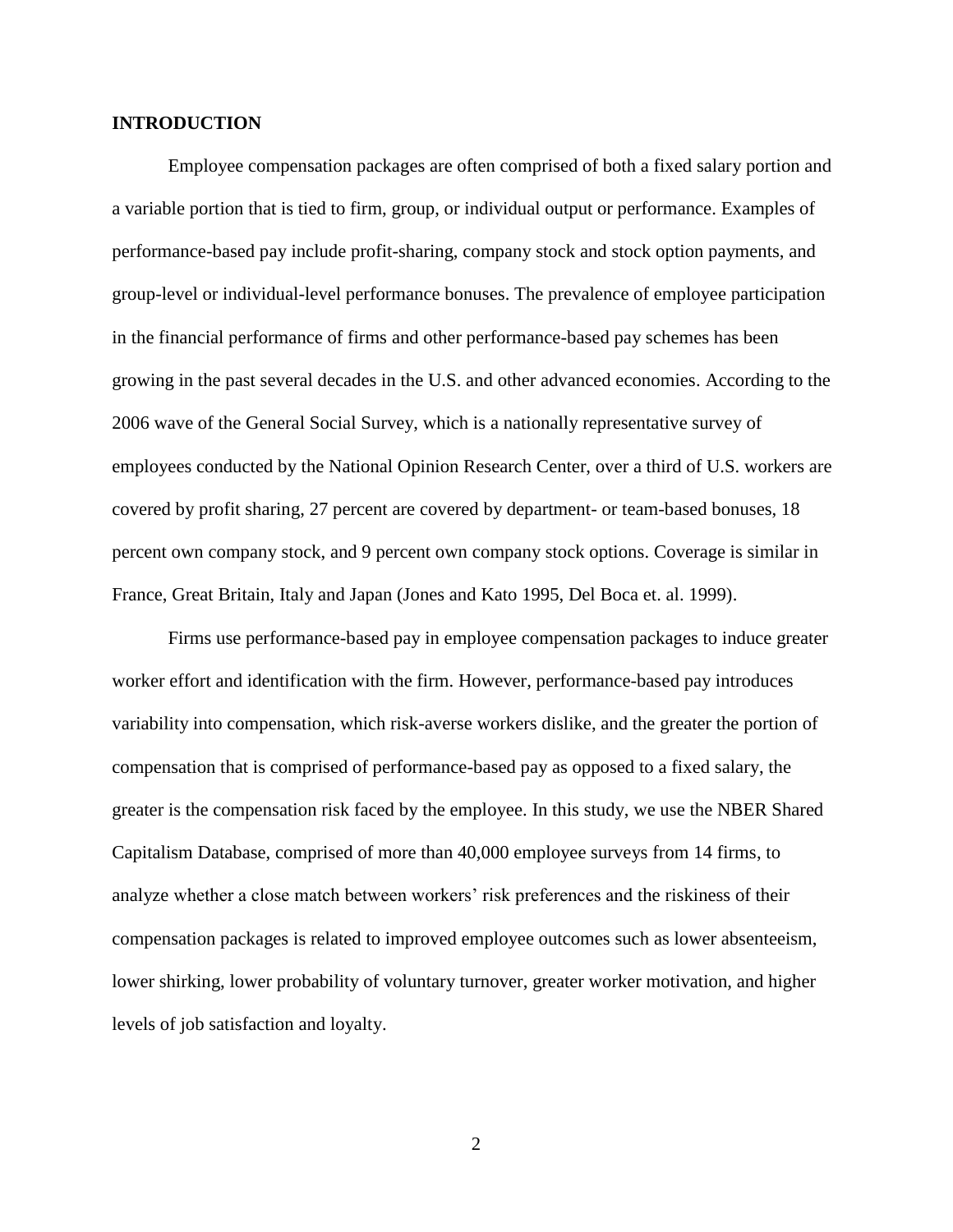**INTRODUCTION**

Employee compensation packages are often comprised of both a fixed salary portion and a variable portion that is tied to firm, group, or individual output or performance. Examples of performance-based pay include profit-sharing, company stock and stock option payments, and group-level or individual-level performance bonuses. The prevalence of employee participation in the financial performance of firms and other performance-based pay schemes has been growing in the past several decades in the U.S. and other advanced economies. According to the 2006 wave of the General Social Survey, which is a nationally representative survey of employees conducted by the National Opinion Research Center, over a third of U.S. workers are covered by profit sharing, 27 percent are covered by department- or team-based bonuses, 18 percent own company stock, and 9 percent own company stock options. Coverage is similar in France, Great Britain, Italy and Japan (Jones and Kato 1995, Del Boca et. al. 1999).

Firms use performance-based pay in employee compensation packages to induce greater worker effort and identification with the firm. However, performance-based pay introduces variability into compensation, which risk-averse workers dislike, and the greater the portion of compensation that is comprised of performance-based pay as opposed to a fixed salary, the greater is the compensation risk faced by the employee. In this study, we use the NBER Shared Capitalism Database, comprised of more than 40,000 employee surveys from 14 firms, to analyze whether a close match between workers' risk preferences and the riskiness of their compensation packages is related to improved employee outcomes such as lower absenteeism, lower shirking, lower probability of voluntary turnover, greater worker motivation, and higher levels of job satisfaction and loyalty.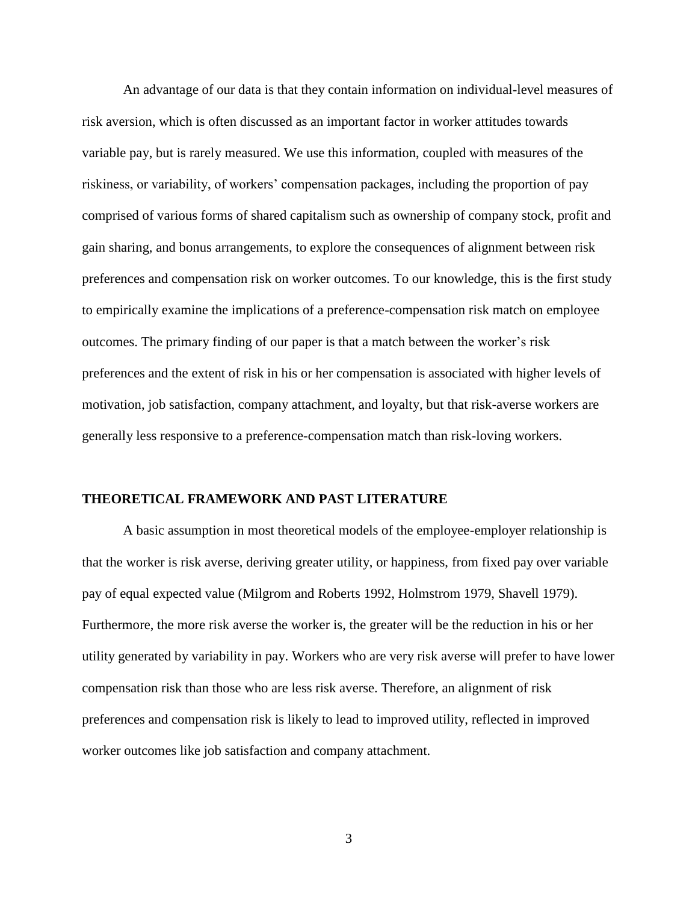An advantage of our data is that they contain information on individual-level measures of risk aversion, which is often discussed as an important factor in worker attitudes towards variable pay, but is rarely measured. We use this information, coupled with measures of the riskiness, or variability, of workers' compensation packages, including the proportion of pay comprised of various forms of shared capitalism such as ownership of company stock, profit and gain sharing, and bonus arrangements, to explore the consequences of alignment between risk preferences and compensation risk on worker outcomes. To our knowledge, this is the first study to empirically examine the implications of a preference-compensation risk match on employee outcomes. The primary finding of our paper is that a match between the worker's risk preferences and the extent of risk in his or her compensation is associated with higher levels of motivation, job satisfaction, company attachment, and loyalty, but that risk-averse workers are generally less responsive to a preference-compensation match than risk-loving workers.

## THEORETICAL FRAMEWORK AND PAST LITERATURE

A basic assumption in most theoretical models of the employee-employer relationship is that the worker is risk averse, deriving greater utility, or happiness, from fixed pay over variable pay of equal expected value (Milgrom and Roberts 1992, Holmstrom 1979, Shavell 1979). Furthermore, the more risk averse the worker is, the greater will be the reduction in his or her utility generated by variability in pay. Workers who are very risk averse will prefer to have lower compensation risk than those who are less risk averse. Therefore, an alignment of risk preferences and compensation risk is likely to lead to improved utility, reflected in improved worker outcomes like job satisfaction and company attachment.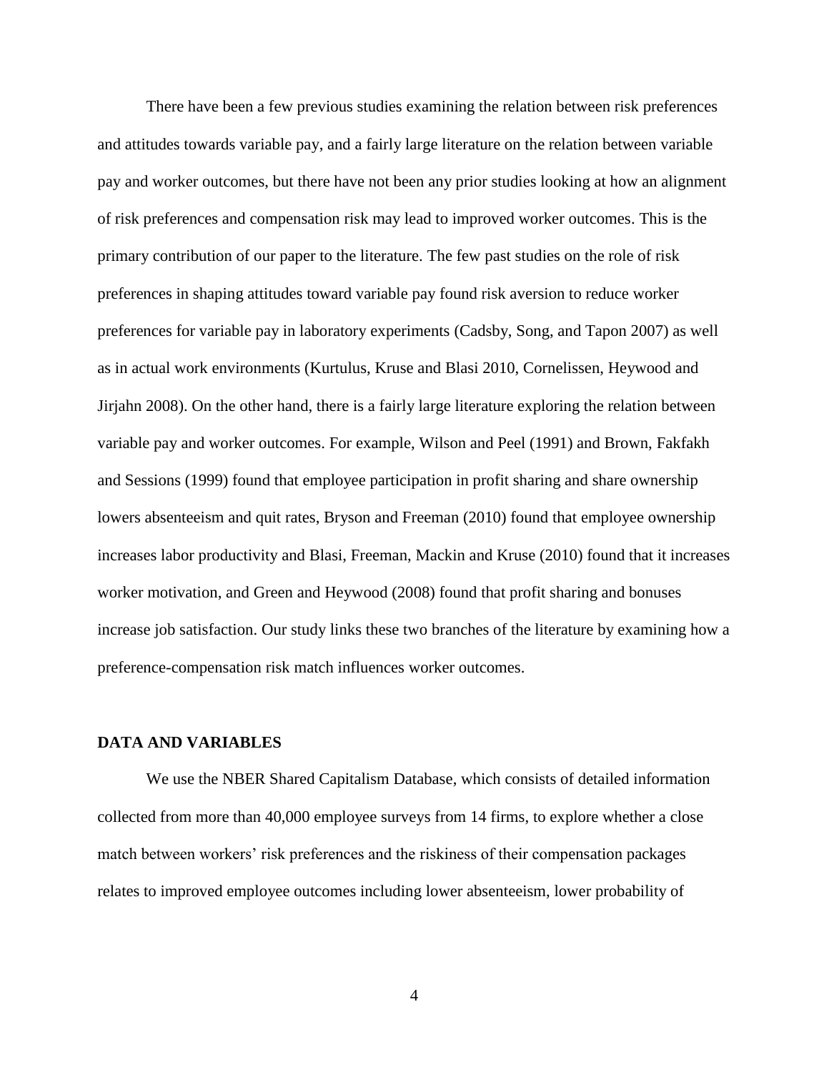There have been a few previous studies examining the relation between risk preferences and attitudes towards variable pay, and a fairly large literature on the relation between variable pay and worker outcomes, but there have not been any prior studies looking at how an alignment of risk preferences and compensation risk may lead to improved worker outcomes. This is the primary contribution of our paper to the literature. The few past studies on the role of risk preferences in shaping attitudes toward variable pay found risk aversion to reduce worker preferences for variable pay in laboratory experiments (Cadsby, Song, and Tapon 2007) as well as in actual work environments (Kurtulus, Kruse and Blasi 2010, Cornelissen, Heywood and Jirjahn 2008). On the other hand, there is a fairly large literature exploring the relation between variable pay and worker outcomes. For example, Wilson and Peel (1991) and Brown, Fakfakh and Sessions (1999) found that employee participation in profit sharing and share ownership lowers absenteeism and quit rates, Bryson and Freeman (2010) found that employee ownership increases labor productivity and Blasi, Freeman, Mackin and Kruse (2010) found that it increases worker motivation, and Green and Heywood (2008) found that profit sharing and bonuses increase job satisfaction. Our study links these two branches of the literature by examining how a preference-compensation risk match influences worker outcomes.

## DATA AND VARIABLES

We use the NBER Shared Capitalism Database, which consists of detailed information collected from more than 40,000 employee surveys from 14 firms, to explore whether a close match between workers' risk preferences and the riskiness of their compensation packages relates to improved employee outcomes including lower absenteeism, lower probability of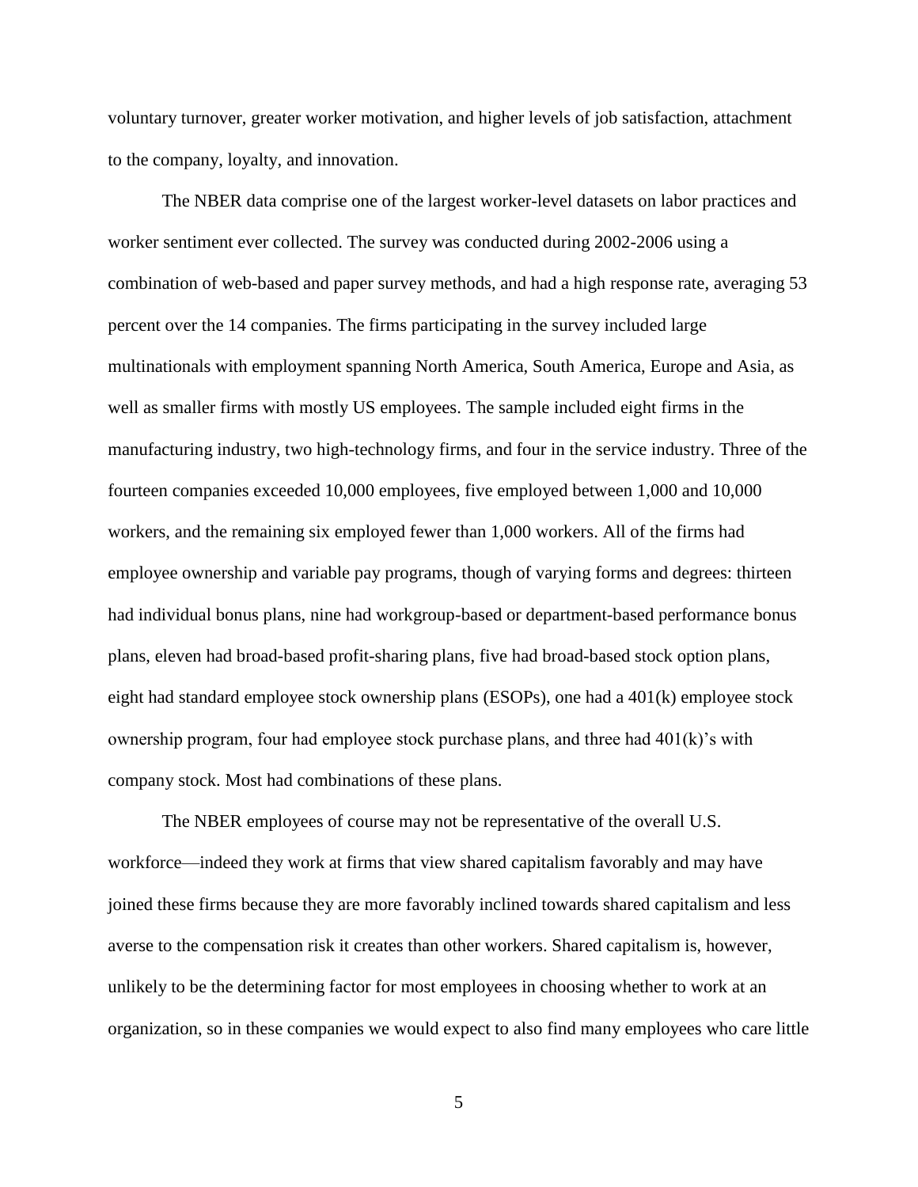voluntary turnover, greater worker motivation, and higher levels of job satisfaction, attachment to the company, loyalty, and innovation.

The NBER data comprise one of the largest worker-level datasets on labor practices and worker sentiment ever collected. The survey was conducted during 2002-2006 using a combination of web-based and paper survey methods, and had a high response rate, averaging 53 percent over the 14 companies. The firms participating in the survey included large multinationals with employment spanning North America, South America, Europe and Asia, as well as smaller firms with mostly US employees. The sample included eight firms in the manufacturing industry, two high-technology firms, and four in the service industry. Three of the fourteen companies exceeded 10,000 employees, five employed between 1,000 and 10,000 workers, and the remaining six employed fewer than 1,000 workers. All of the firms had employee ownership and variable pay programs, though of varying forms and degrees: thirteen had individual bonus plans, nine had workgroup-based or department-based performance bonus plans, eleven had broad-based profit-sharing plans, five had broad-based stock option plans, eight had standard employee stock ownership plans (ESOPs), one had a 401(k) employee stock ownership program, four had employee stock purchase plans, and three had 401(k)'s with company stock. Most had combinations of these plans.

The NBER employees of course may not be representative of the overall U.S. workforce—indeed they work at firms that view shared capitalism favorably and may have joined these firms because they are more favorably inclined towards shared capitalism and less averse to the compensation risk it creates than other workers. Shared capitalism is, however, unlikely to be the determining factor for most employees in choosing whether to work at an organization, so in these companies we would expect to also find many employees who care little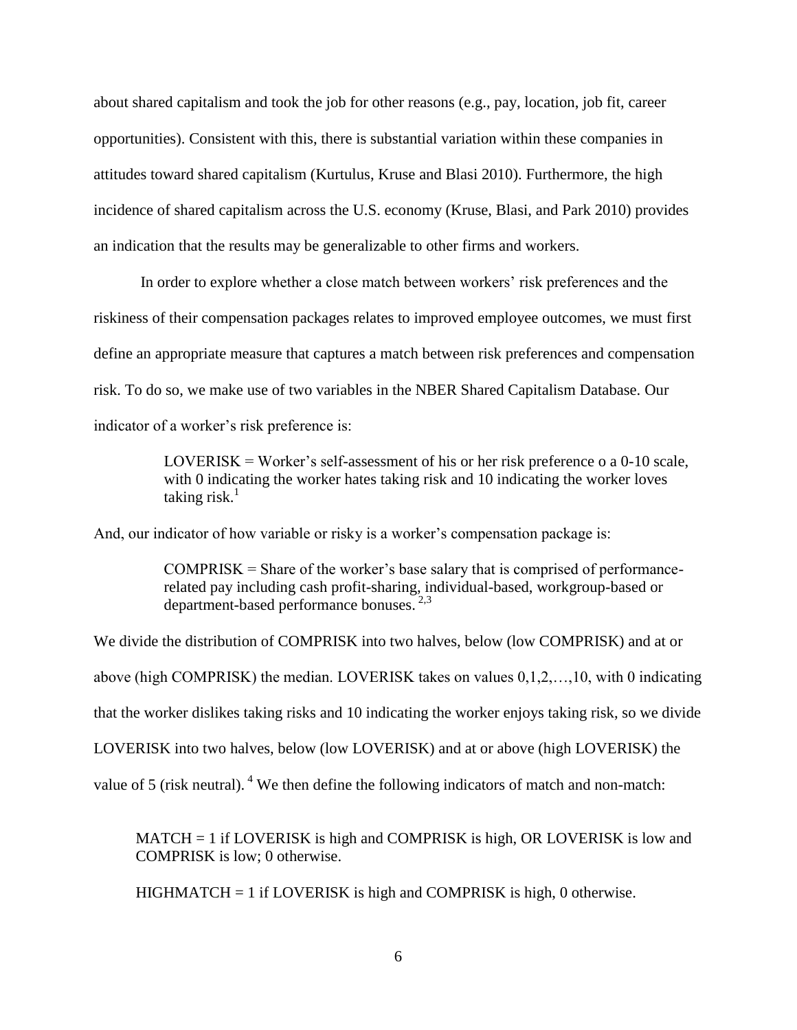about shared capitalism and took the job for other reasons (e.g., pay, location, job fit, career opportunities). Consistent with this, there is substantial variation within these companies in attitudes toward shared capitalism (Kurtulus, Kruse and Blasi 2010). Furthermore, the high incidence of shared capitalism across the U.S. economy (Kruse, Blasi, and Park 2010) provides an indication that the results may be generalizable to other firms and workers.

In order to explore whether a close match between workers' risk preferences and the riskiness of their compensation packages relates to improved employee outcomes, we must first define an appropriate measure that captures a match between risk preferences and compensation risk. To do so, we make use of two variables in the NBER Shared Capitalism Database. Our indicator of a worker's risk preference is:

> LOVERISK = Worker's self-assessment of his or her risk preference o a 0-10 scale, with 0 indicating the worker hates taking risk and 10 indicating the worker loves taking risk.[1]

And, our indicator of how variable or risky is a worker's compensation package is:

> COMPRISK = Share of the worker's base salary that is comprised of performance-related pay including cash profit-sharing, individual-based, workgroup-based or department-based performance bonuses.[2,3]

We divide the distribution of COMPRISK into two halves, below (low COMPRISK) and at or above (high COMPRISK) the median. LOVERISK takes on values 0,1,2,…,10, with 0 indicating that the worker dislikes taking risks and 10 indicating the worker enjoys taking risk, so we divide LOVERISK into two halves, below (low LOVERISK) and at or above (high LOVERISK) the value of 5 (risk neutral).[4] We then define the following indicators of match and non-match:

MATCH = 1 if LOVERISK is high and COMPRISK is high, OR LOVERISK is low and COMPRISK is low; 0 otherwise.

HIGHMATCH = 1 if LOVERISK is high and COMPRISK is high, 0 otherwise.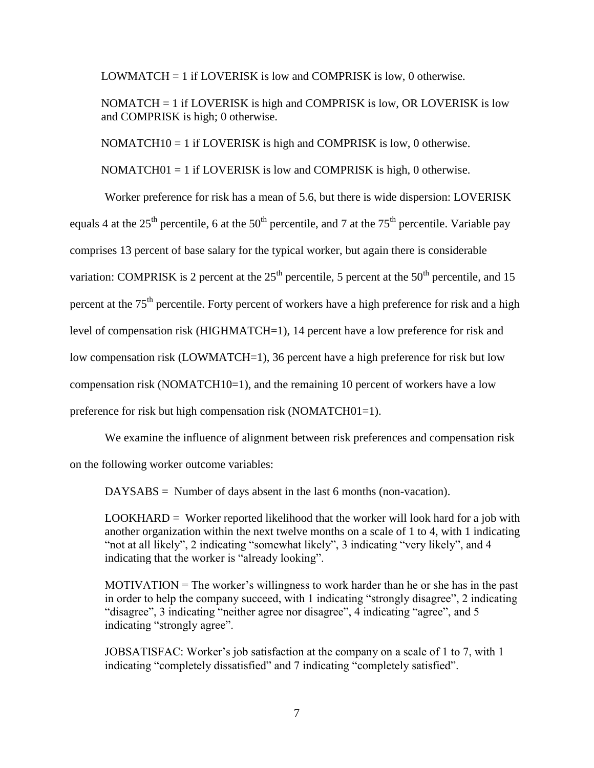LOWMATCH = 1 if LOVERISK is low and COMPRISK is low, 0 otherwise.

NOMATCH = 1 if LOVERISK is high and COMPRISK is low, OR LOVERISK is low and COMPRISK is high; 0 otherwise.

NOMATCH10 = 1 if LOVERISK is high and COMPRISK is low, 0 otherwise.

NOMATCH01 = 1 if LOVERISK is low and COMPRISK is high, 0 otherwise.

Worker preference for risk has a mean of 5.6, but there is wide dispersion: LOVERISK equals 4 at the $25^{th}$ percentile, 6 at the $50^{th}$ percentile, and 7 at the $75^{th}$ percentile. Variable pay comprises 13 percent of base salary for the typical worker, but again there is considerable variation: COMPRISK is 2 percent at the $25^{th}$ percentile, 5 percent at the $50^{th}$ percentile, and 15 percent at the $75^{th}$ percentile. Forty percent of workers have a high preference for risk and a high level of compensation risk (HIGHMATCH=1), 14 percent have a low preference for risk and low compensation risk (LOWMATCH=1), 36 percent have a high preference for risk but low compensation risk (NOMATCH10=1), and the remaining 10 percent of workers have a low preference for risk but high compensation risk (NOMATCH01=1).

We examine the influence of alignment between risk preferences and compensation risk on the following worker outcome variables:

DAYSABS = Number of days absent in the last 6 months (non-vacation).

LOOKHARD = Worker reported likelihood that the worker will look hard for a job with another organization within the next twelve months on a scale of 1 to 4, with 1 indicating "not at all likely", 2 indicating "somewhat likely", 3 indicating "very likely", and 4 indicating that the worker is "already looking".

MOTIVATION = The worker's willingness to work harder than he or she has in the past in order to help the company succeed, with 1 indicating "strongly disagree", 2 indicating "disagree", 3 indicating "neither agree nor disagree", 4 indicating "agree", and 5 indicating "strongly agree".

JOBSATISFAC: Worker's job satisfaction at the company on a scale of 1 to 7, with 1 indicating "completely dissatisfied" and 7 indicating "completely satisfied".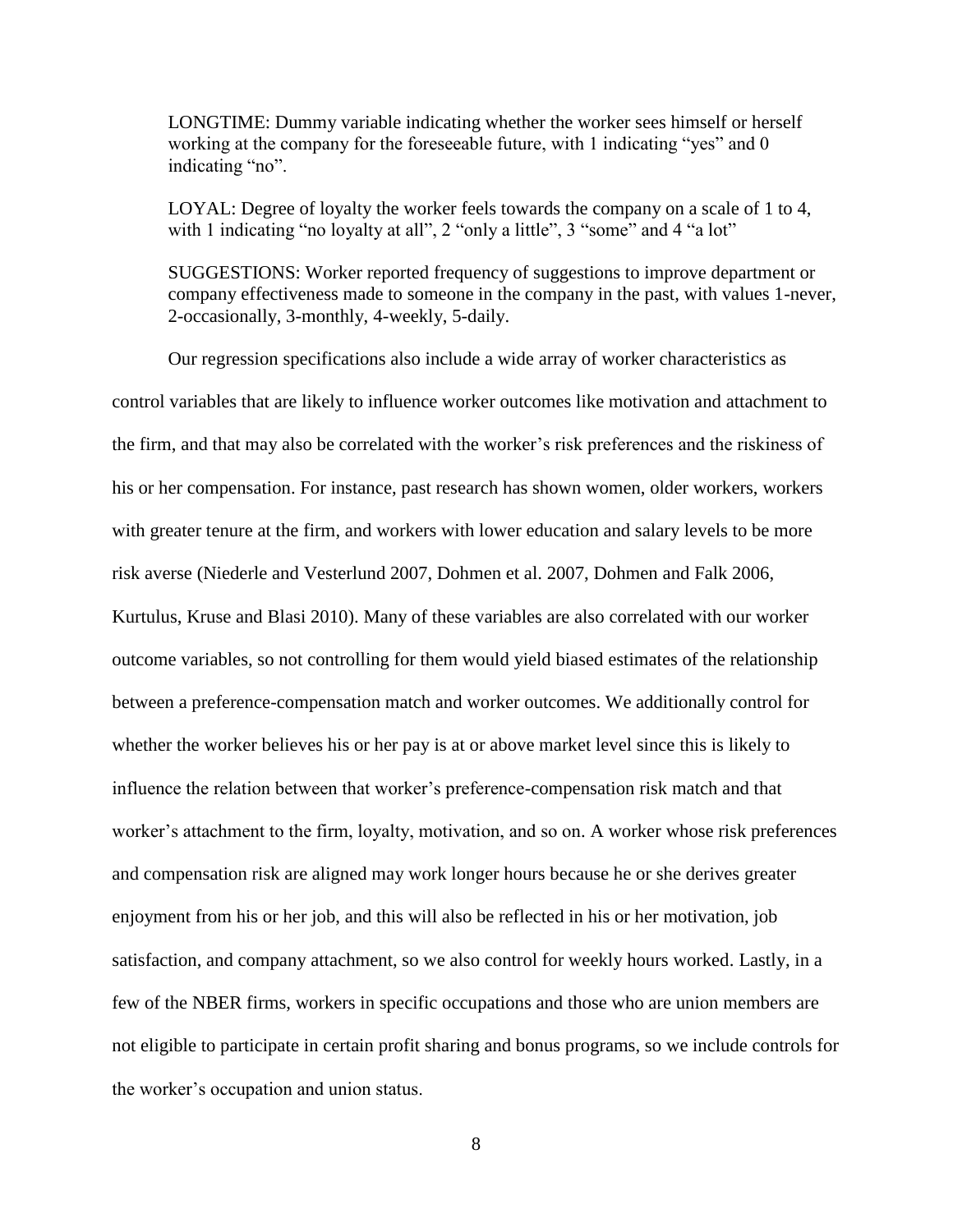LONGTIME: Dummy variable indicating whether the worker sees himself or herself working at the company for the foreseeable future, with 1 indicating "yes" and 0 indicating "no".

LOYAL: Degree of loyalty the worker feels towards the company on a scale of 1 to 4, with 1 indicating "no loyalty at all", 2 "only a little", 3 "some" and 4 "a lot"

SUGGESTIONS: Worker reported frequency of suggestions to improve department or company effectiveness made to someone in the company in the past, with values 1-never, 2-occasionally, 3-monthly, 4-weekly, 5-daily.

Our regression specifications also include a wide array of worker characteristics as control variables that are likely to influence worker outcomes like motivation and attachment to the firm, and that may also be correlated with the worker's risk preferences and the riskiness of his or her compensation. For instance, past research has shown women, older workers, workers with greater tenure at the firm, and workers with lower education and salary levels to be more risk averse (Niederle and Vesterlund 2007, Dohmen et al. 2007, Dohmen and Falk 2006, Kurtulus, Kruse and Blasi 2010). Many of these variables are also correlated with our worker outcome variables, so not controlling for them would yield biased estimates of the relationship between a preference-compensation match and worker outcomes. We additionally control for whether the worker believes his or her pay is at or above market level since this is likely to influence the relation between that worker's preference-compensation risk match and that worker's attachment to the firm, loyalty, motivation, and so on. A worker whose risk preferences and compensation risk are aligned may work longer hours because he or she derives greater enjoyment from his or her job, and this will also be reflected in his or her motivation, job satisfaction, and company attachment, so we also control for weekly hours worked. Lastly, in a few of the NBER firms, workers in specific occupations and those who are union members are not eligible to participate in certain profit sharing and bonus programs, so we include controls for the worker's occupation and union status.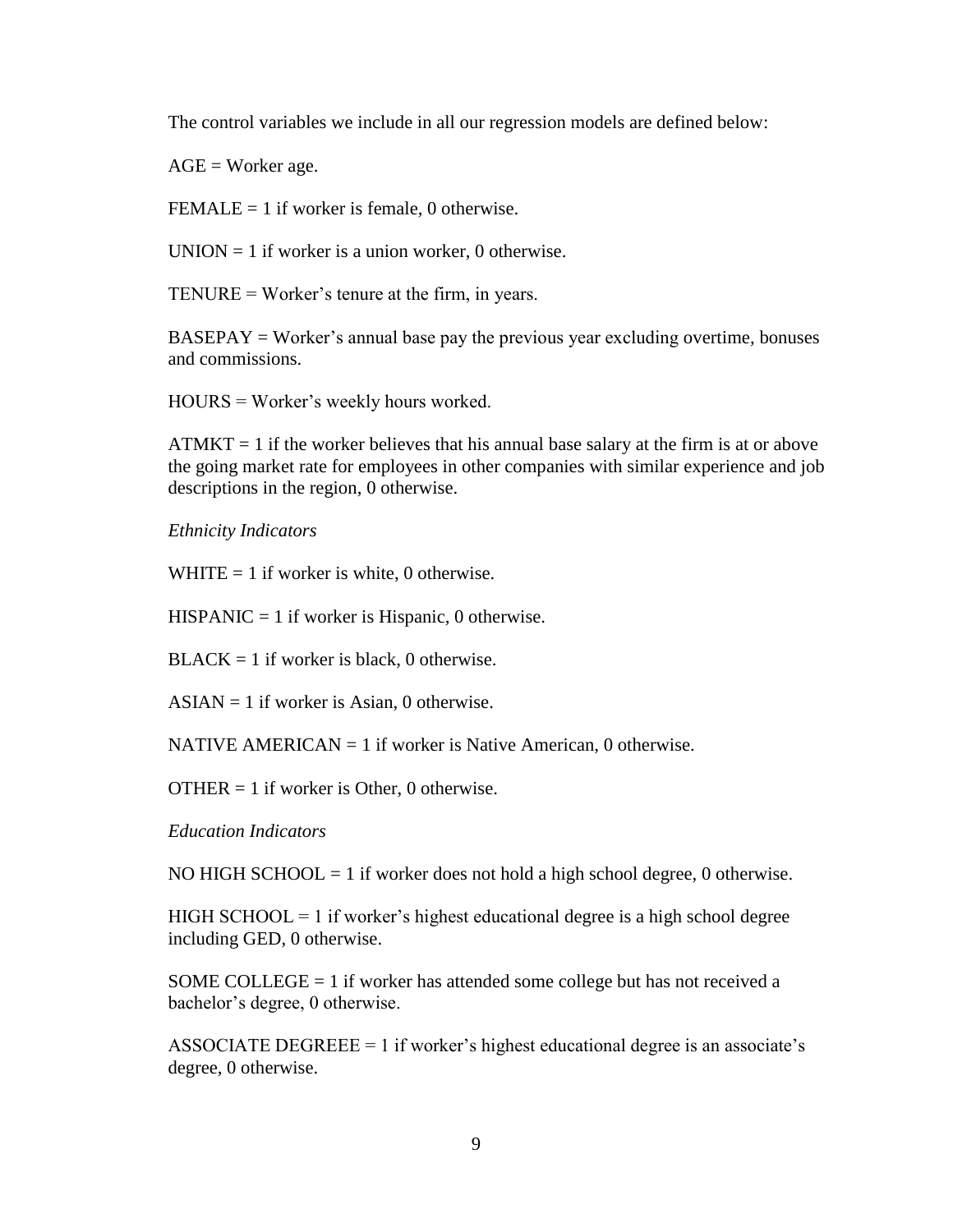The control variables we include in all our regression models are defined below:

AGE = Worker age.

FEMALE = 1 if worker is female, 0 otherwise.

UNION = 1 if worker is a union worker, 0 otherwise.

TENURE = Worker's tenure at the firm, in years.

BASEPAY = Worker's annual base pay the previous year excluding overtime, bonuses and commissions.

HOURS = Worker's weekly hours worked.

ATMKT = 1 if the worker believes that his annual base salary at the firm is at or above the going market rate for employees in other companies with similar experience and job descriptions in the region, 0 otherwise.

*Ethnicity Indicators*

WHITE = 1 if worker is white, 0 otherwise.

HISPANIC = 1 if worker is Hispanic, 0 otherwise.

BLACK = 1 if worker is black, 0 otherwise.

ASIAN = 1 if worker is Asian, 0 otherwise.

NATIVE AMERICAN = 1 if worker is Native American, 0 otherwise.

OTHER = 1 if worker is Other, 0 otherwise.

*Education Indicators*

NO HIGH SCHOOL = 1 if worker does not hold a high school degree, 0 otherwise.

HIGH SCHOOL = 1 if worker's highest educational degree is a high school degree including GED, 0 otherwise.

SOME COLLEGE = 1 if worker has attended some college but has not received a bachelor's degree, 0 otherwise.

ASSOCIATE DEGREEE = 1 if worker's highest educational degree is an associate's degree, 0 otherwise.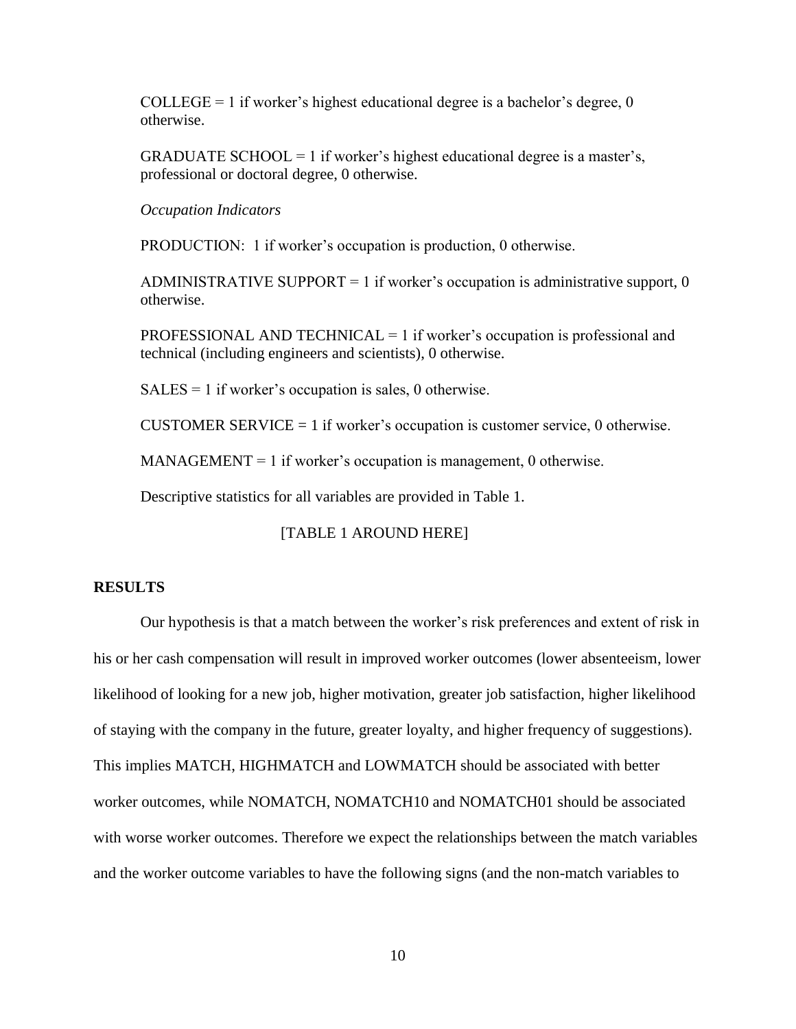COLLEGE = 1 if worker's highest educational degree is a bachelor's degree, 0 otherwise.

GRADUATE SCHOOL = 1 if worker's highest educational degree is a master's, professional or doctoral degree, 0 otherwise.

*Occupation Indicators*

PRODUCTION: 1 if worker's occupation is production, 0 otherwise.

ADMINISTRATIVE SUPPORT = 1 if worker's occupation is administrative support, 0 otherwise.

PROFESSIONAL AND TECHNICAL = 1 if worker's occupation is professional and technical (including engineers and scientists), 0 otherwise.

SALES = 1 if worker's occupation is sales, 0 otherwise.

CUSTOMER SERVICE = 1 if worker's occupation is customer service, 0 otherwise.

MANAGEMENT = 1 if worker's occupation is management, 0 otherwise.

Descriptive statistics for all variables are provided in Table 1.

[TABLE 1 AROUND HERE]

## RESULTS

Our hypothesis is that a match between the worker's risk preferences and extent of risk in his or her cash compensation will result in improved worker outcomes (lower absenteeism, lower likelihood of looking for a new job, higher motivation, greater job satisfaction, higher likelihood of staying with the company in the future, greater loyalty, and higher frequency of suggestions). This implies MATCH, HIGHMATCH and LOWMATCH should be associated with better worker outcomes, while NOMATCH, NOMATCH10 and NOMATCH01 should be associated with worse worker outcomes. Therefore we expect the relationships between the match variables and the worker outcome variables to have the following signs (and the non-match variables to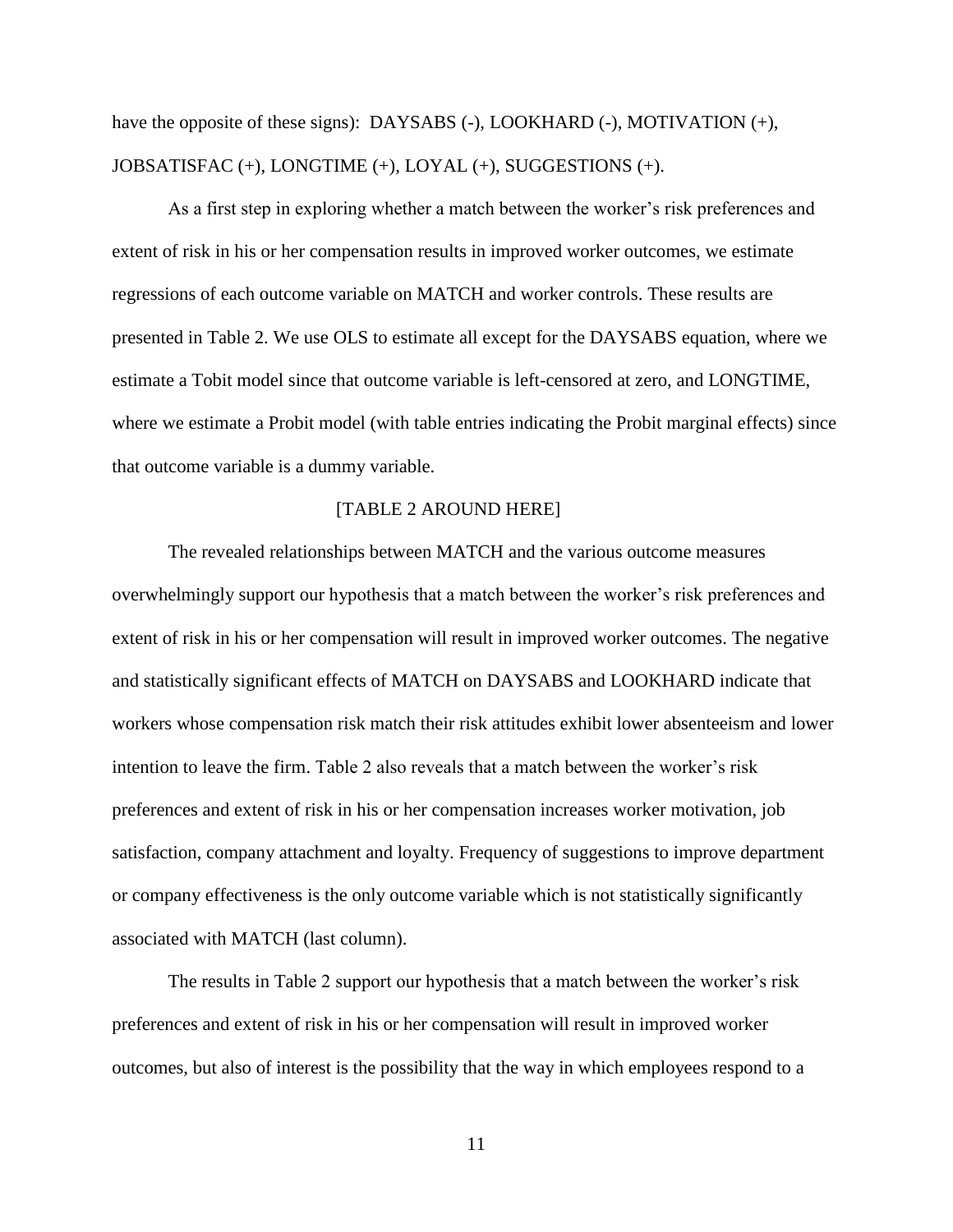have the opposite of these signs): DAYSABS (-), LOOKHARD (-), MOTIVATION (+), JOBSATISFAC (+), LONGTIME (+), LOYAL (+), SUGGESTIONS (+).

As a first step in exploring whether a match between the worker's risk preferences and extent of risk in his or her compensation results in improved worker outcomes, we estimate regressions of each outcome variable on MATCH and worker controls. These results are presented in Table 2. We use OLS to estimate all except for the DAYSABS equation, where we estimate a Tobit model since that outcome variable is left-censored at zero, and LONGTIME, where we estimate a Probit model (with table entries indicating the Probit marginal effects) since that outcome variable is a dummy variable.

[TABLE 2 AROUND HERE]

The revealed relationships between MATCH and the various outcome measures overwhelmingly support our hypothesis that a match between the worker's risk preferences and extent of risk in his or her compensation will result in improved worker outcomes. The negative and statistically significant effects of MATCH on DAYSABS and LOOKHARD indicate that workers whose compensation risk match their risk attitudes exhibit lower absenteeism and lower intention to leave the firm. Table 2 also reveals that a match between the worker's risk preferences and extent of risk in his or her compensation increases worker motivation, job satisfaction, company attachment and loyalty. Frequency of suggestions to improve department or company effectiveness is the only outcome variable which is not statistically significantly associated with MATCH (last column).

The results in Table 2 support our hypothesis that a match between the worker's risk preferences and extent of risk in his or her compensation will result in improved worker outcomes, but also of interest is the possibility that the way in which employees respond to a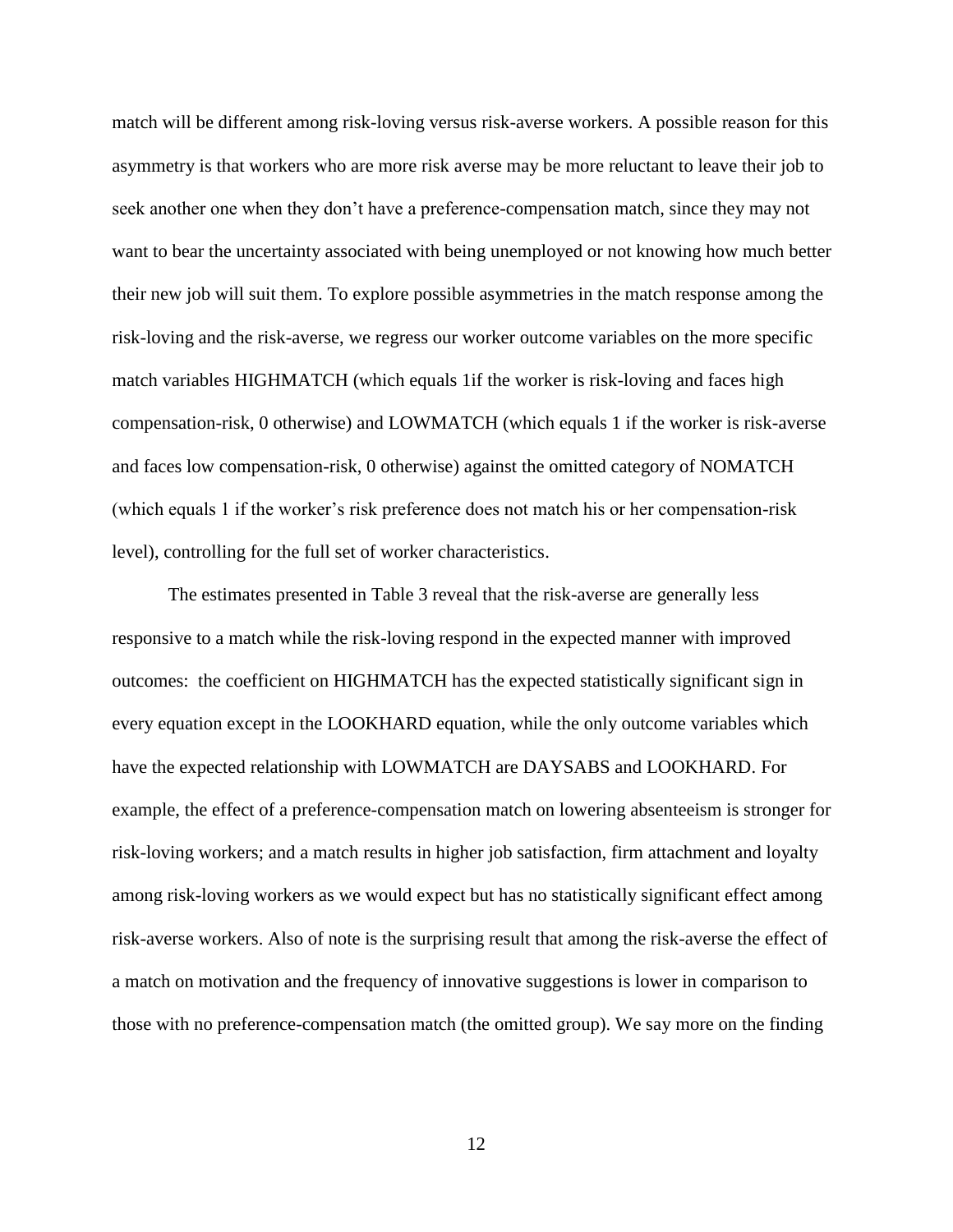match will be different among risk-loving versus risk-averse workers. A possible reason for this asymmetry is that workers who are more risk averse may be more reluctant to leave their job to seek another one when they don't have a preference-compensation match, since they may not want to bear the uncertainty associated with being unemployed or not knowing how much better their new job will suit them. To explore possible asymmetries in the match response among the risk-loving and the risk-averse, we regress our worker outcome variables on the more specific match variables HIGHMATCH (which equals 1if the worker is risk-loving and faces high compensation-risk, 0 otherwise) and LOWMATCH (which equals 1 if the worker is risk-averse and faces low compensation-risk, 0 otherwise) against the omitted category of NOMATCH (which equals 1 if the worker's risk preference does not match his or her compensation-risk level), controlling for the full set of worker characteristics.

The estimates presented in Table 3 reveal that the risk-averse are generally less responsive to a match while the risk-loving respond in the expected manner with improved outcomes: the coefficient on HIGHMATCH has the expected statistically significant sign in every equation except in the LOOKHARD equation, while the only outcome variables which have the expected relationship with LOWMATCH are DAYSABS and LOOKHARD. For example, the effect of a preference-compensation match on lowering absenteeism is stronger for risk-loving workers; and a match results in higher job satisfaction, firm attachment and loyalty among risk-loving workers as we would expect but has no statistically significant effect among risk-averse workers. Also of note is the surprising result that among the risk-averse the effect of a match on motivation and the frequency of innovative suggestions is lower in comparison to those with no preference-compensation match (the omitted group). We say more on the finding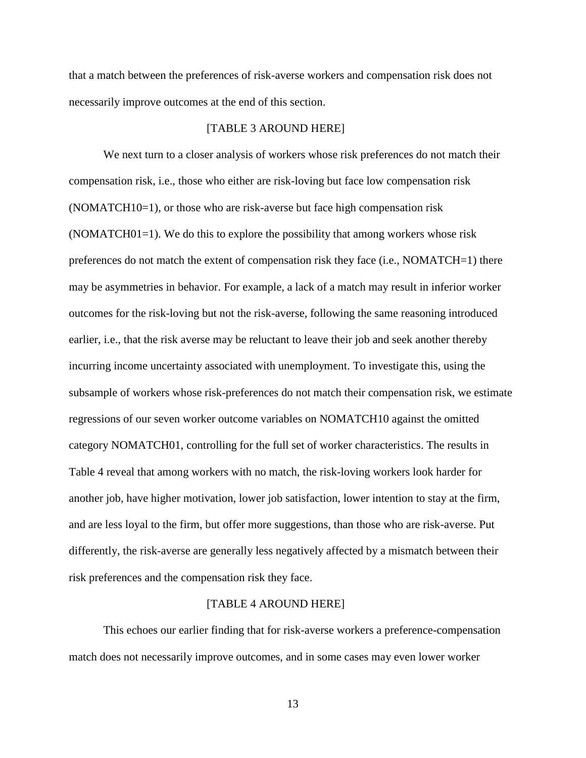that a match between the preferences of risk-averse workers and compensation risk does not necessarily improve outcomes at the end of this section.

[TABLE 3 AROUND HERE]

We next turn to a closer analysis of workers whose risk preferences do not match their compensation risk, i.e., those who either are risk-loving but face low compensation risk (NOMATCH10=1), or those who are risk-averse but face high compensation risk (NOMATCH01=1). We do this to explore the possibility that among workers whose risk preferences do not match the extent of compensation risk they face (i.e., NOMATCH=1) there may be asymmetries in behavior. For example, a lack of a match may result in inferior worker outcomes for the risk-loving but not the risk-averse, following the same reasoning introduced earlier, i.e., that the risk averse may be reluctant to leave their job and seek another thereby incurring income uncertainty associated with unemployment. To investigate this, using the subsample of workers whose risk-preferences do not match their compensation risk, we estimate regressions of our seven worker outcome variables on NOMATCH10 against the omitted category NOMATCH01, controlling for the full set of worker characteristics. The results in Table 4 reveal that among workers with no match, the risk-loving workers look harder for another job, have higher motivation, lower job satisfaction, lower intention to stay at the firm, and are less loyal to the firm, but offer more suggestions, than those who are risk-averse. Put differently, the risk-averse are generally less negatively affected by a mismatch between their risk preferences and the compensation risk they face.

[TABLE 4 AROUND HERE]

This echoes our earlier finding that for risk-averse workers a preference-compensation match does not necessarily improve outcomes, and in some cases may even lower worker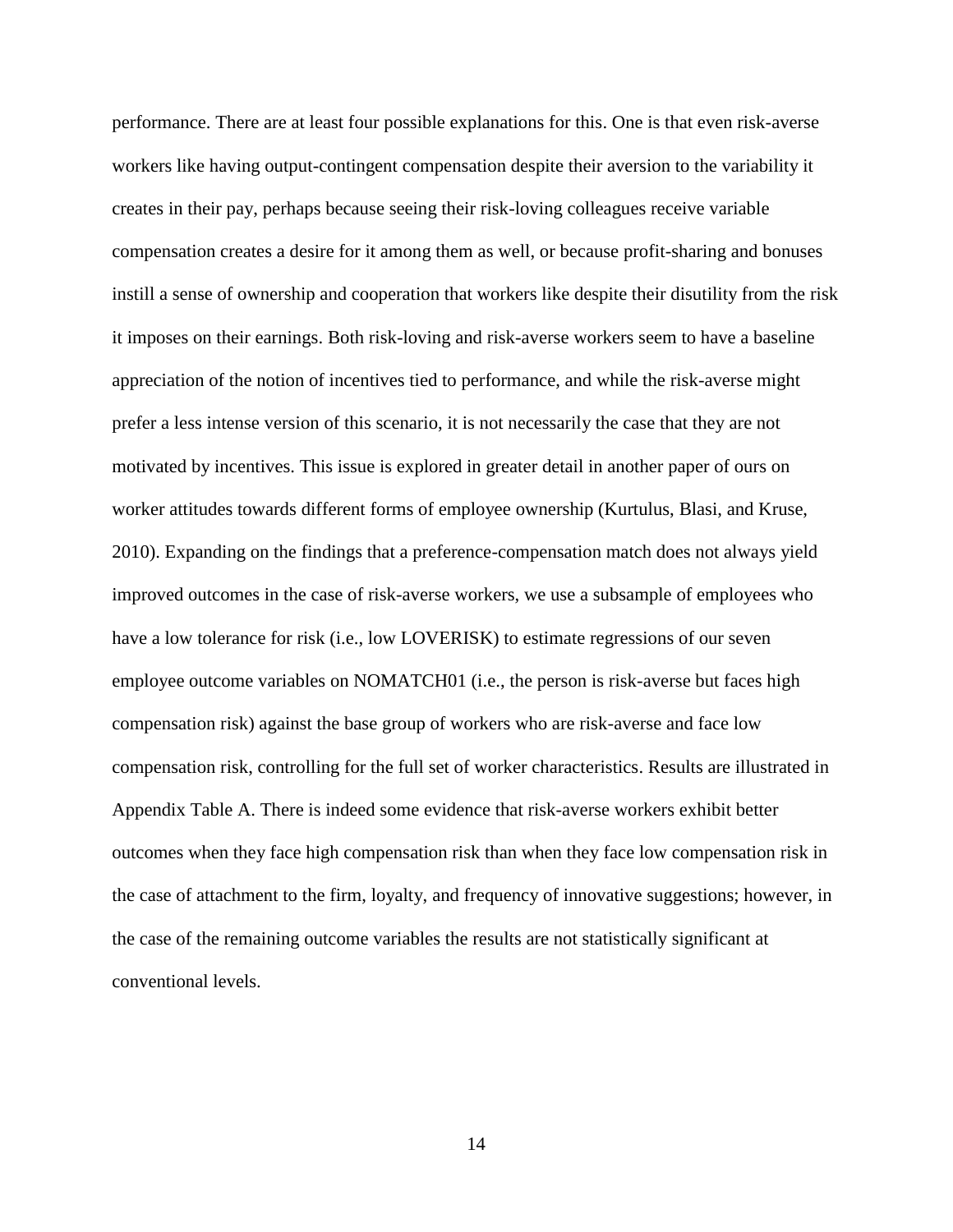performance. There are at least four possible explanations for this. One is that even risk-averse workers like having output-contingent compensation despite their aversion to the variability it creates in their pay, perhaps because seeing their risk-loving colleagues receive variable compensation creates a desire for it among them as well, or because profit-sharing and bonuses instill a sense of ownership and cooperation that workers like despite their disutility from the risk it imposes on their earnings. Both risk-loving and risk-averse workers seem to have a baseline appreciation of the notion of incentives tied to performance, and while the risk-averse might prefer a less intense version of this scenario, it is not necessarily the case that they are not motivated by incentives. This issue is explored in greater detail in another paper of ours on worker attitudes towards different forms of employee ownership (Kurtulus, Blasi, and Kruse, 2010). Expanding on the findings that a preference-compensation match does not always yield improved outcomes in the case of risk-averse workers, we use a subsample of employees who have a low tolerance for risk (i.e., low LOVERISK) to estimate regressions of our seven employee outcome variables on NOMATCH01 (i.e., the person is risk-averse but faces high compensation risk) against the base group of workers who are risk-averse and face low compensation risk, controlling for the full set of worker characteristics. Results are illustrated in Appendix Table A. There is indeed some evidence that risk-averse workers exhibit better outcomes when they face high compensation risk than when they face low compensation risk in the case of attachment to the firm, loyalty, and frequency of innovative suggestions; however, in the case of the remaining outcome variables the results are not statistically significant at conventional levels.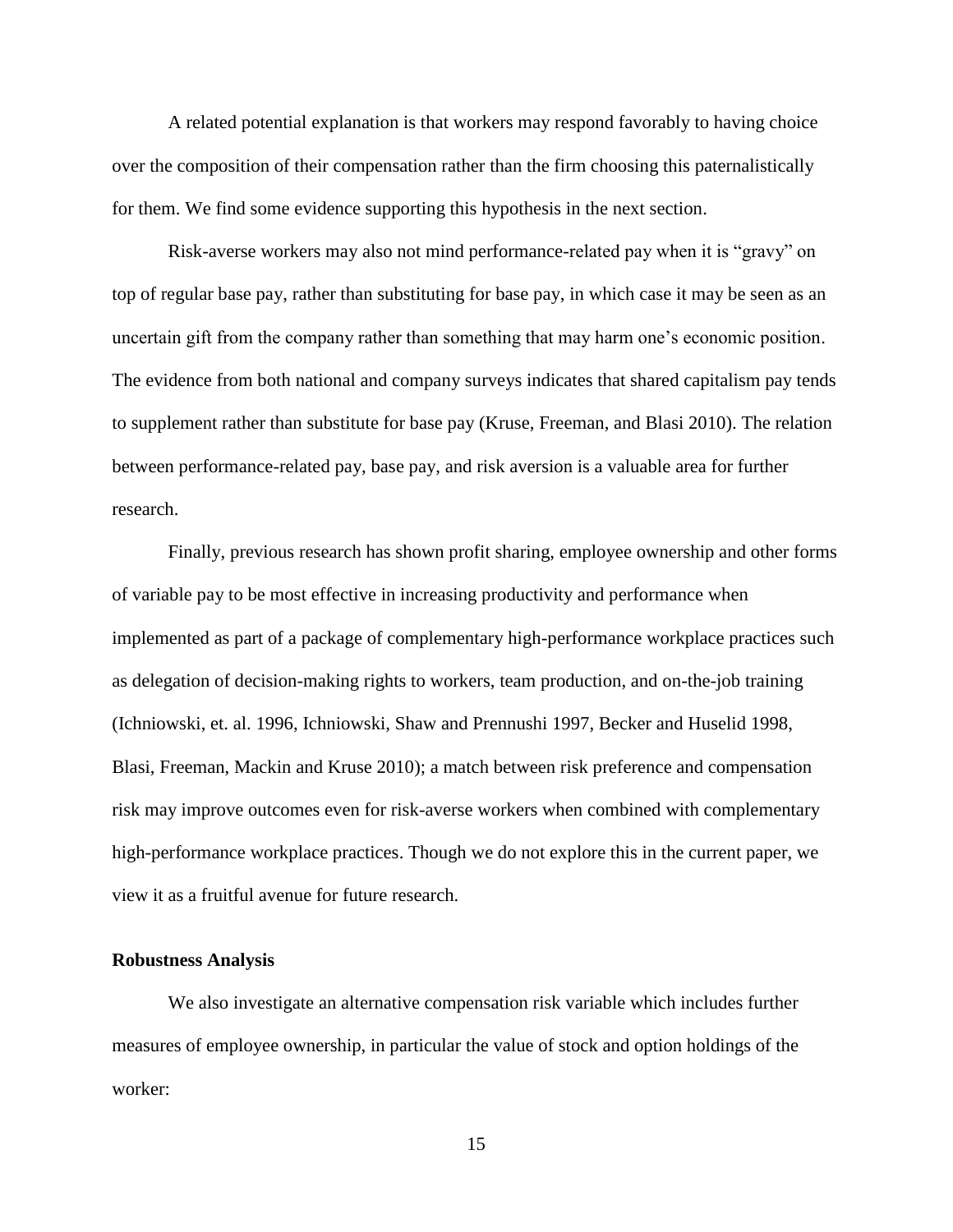A related potential explanation is that workers may respond favorably to having choice over the composition of their compensation rather than the firm choosing this paternalistically for them. We find some evidence supporting this hypothesis in the next section.

Risk-averse workers may also not mind performance-related pay when it is "gravy" on top of regular base pay, rather than substituting for base pay, in which case it may be seen as an uncertain gift from the company rather than something that may harm one's economic position. The evidence from both national and company surveys indicates that shared capitalism pay tends to supplement rather than substitute for base pay (Kruse, Freeman, and Blasi 2010). The relation between performance-related pay, base pay, and risk aversion is a valuable area for further research.

Finally, previous research has shown profit sharing, employee ownership and other forms of variable pay to be most effective in increasing productivity and performance when implemented as part of a package of complementary high-performance workplace practices such as delegation of decision-making rights to workers, team production, and on-the-job training (Ichniowski, et. al. 1996, Ichniowski, Shaw and Prennushi 1997, Becker and Huselid 1998, Blasi, Freeman, Mackin and Kruse 2010); a match between risk preference and compensation risk may improve outcomes even for risk-averse workers when combined with complementary high-performance workplace practices. Though we do not explore this in the current paper, we view it as a fruitful avenue for future research.

**Robustness Analysis**

We also investigate an alternative compensation risk variable which includes further measures of employee ownership, in particular the value of stock and option holdings of the worker: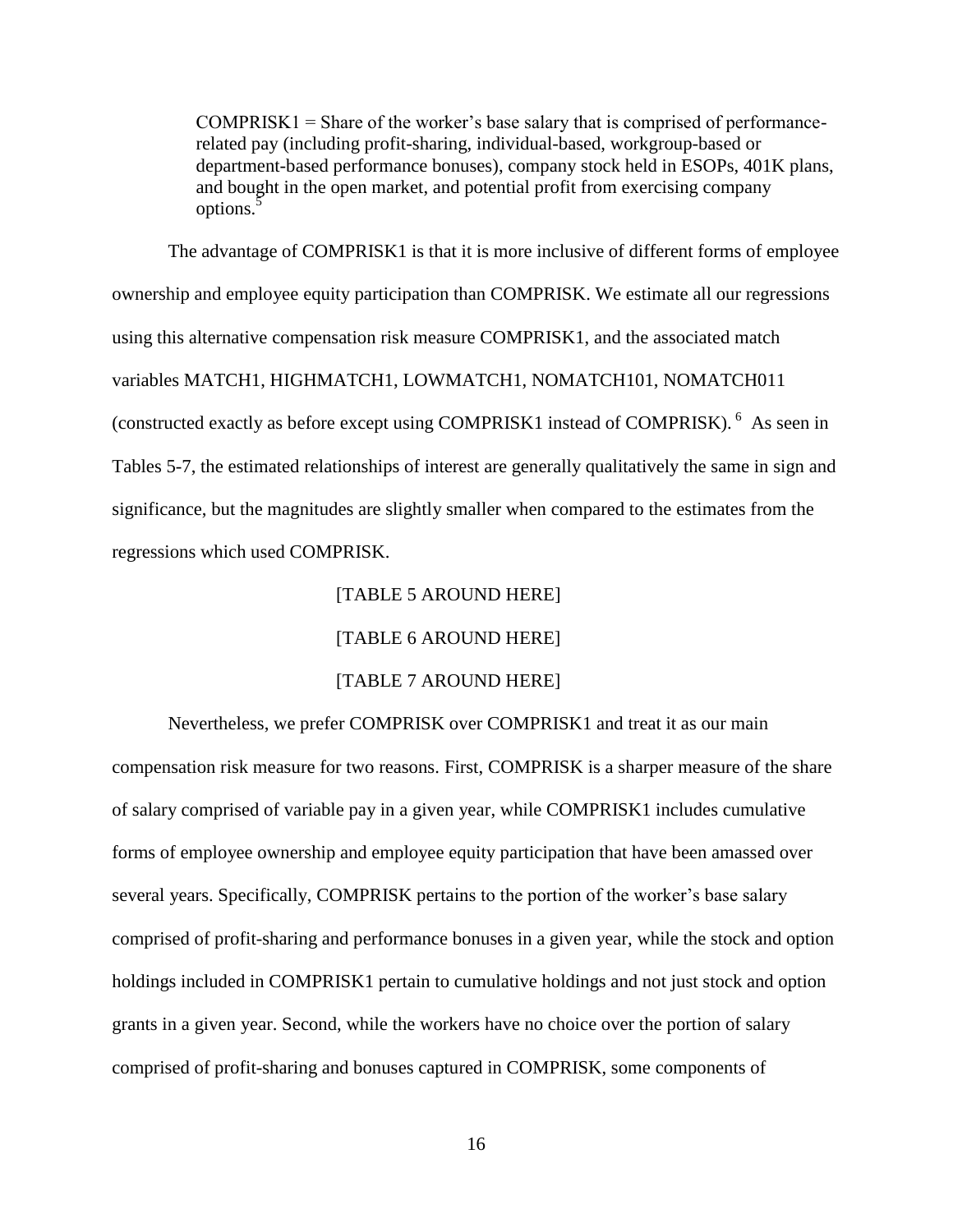COMPRISK1 = Share of the worker's base salary that is comprised of performance-related pay (including profit-sharing, individual-based, workgroup-based or department-based performance bonuses), company stock held in ESOPs, 401K plans, and bought in the open market, and potential profit from exercising company options.[5]

The advantage of COMPRISK1 is that it is more inclusive of different forms of employee ownership and employee equity participation than COMPRISK. We estimate all our regressions using this alternative compensation risk measure COMPRISK1, and the associated match variables MATCH1, HIGHMATCH1, LOWMATCH1, NOMATCH101, NOMATCH011 (constructed exactly as before except using COMPRISK1 instead of COMPRISK).[6] As seen in Tables 5-7, the estimated relationships of interest are generally qualitatively the same in sign and significance, but the magnitudes are slightly smaller when compared to the estimates from the regressions which used COMPRISK.

[TABLE 5 AROUND HERE]

[TABLE 6 AROUND HERE]

[TABLE 7 AROUND HERE]

Nevertheless, we prefer COMPRISK over COMPRISK1 and treat it as our main compensation risk measure for two reasons. First, COMPRISK is a sharper measure of the share of salary comprised of variable pay in a given year, while COMPRISK1 includes cumulative forms of employee ownership and employee equity participation that have been amassed over several years. Specifically, COMPRISK pertains to the portion of the worker's base salary comprised of profit-sharing and performance bonuses in a given year, while the stock and option holdings included in COMPRISK1 pertain to cumulative holdings and not just stock and option grants in a given year. Second, while the workers have no choice over the portion of salary comprised of profit-sharing and bonuses captured in COMPRISK, some components of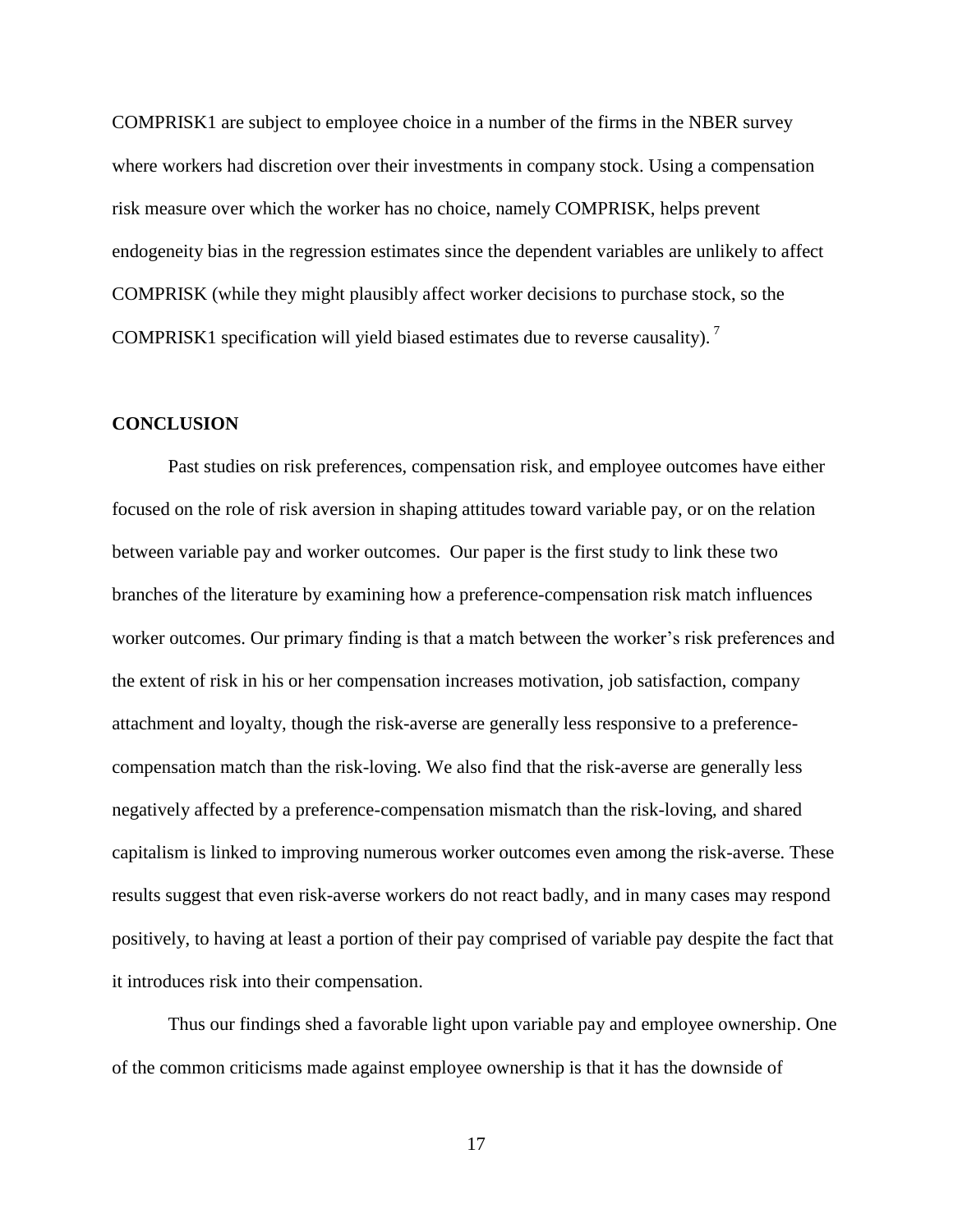COMPRISK1 are subject to employee choice in a number of the firms in the NBER survey where workers had discretion over their investments in company stock. Using a compensation risk measure over which the worker has no choice, namely COMPRISK, helps prevent endogeneity bias in the regression estimates since the dependent variables are unlikely to affect COMPRISK (while they might plausibly affect worker decisions to purchase stock, so the COMPRISK1 specification will yield biased estimates due to reverse causality). [7]

## CONCLUSION

Past studies on risk preferences, compensation risk, and employee outcomes have either focused on the role of risk aversion in shaping attitudes toward variable pay, or on the relation between variable pay and worker outcomes. Our paper is the first study to link these two branches of the literature by examining how a preference-compensation risk match influences worker outcomes. Our primary finding is that a match between the worker's risk preferences and the extent of risk in his or her compensation increases motivation, job satisfaction, company attachment and loyalty, though the risk-averse are generally less responsive to a preference-compensation match than the risk-loving. We also find that the risk-averse are generally less negatively affected by a preference-compensation mismatch than the risk-loving, and shared capitalism is linked to improving numerous worker outcomes even among the risk-averse. These results suggest that even risk-averse workers do not react badly, and in many cases may respond positively, to having at least a portion of their pay comprised of variable pay despite the fact that it introduces risk into their compensation.

Thus our findings shed a favorable light upon variable pay and employee ownership. One of the common criticisms made against employee ownership is that it has the downside of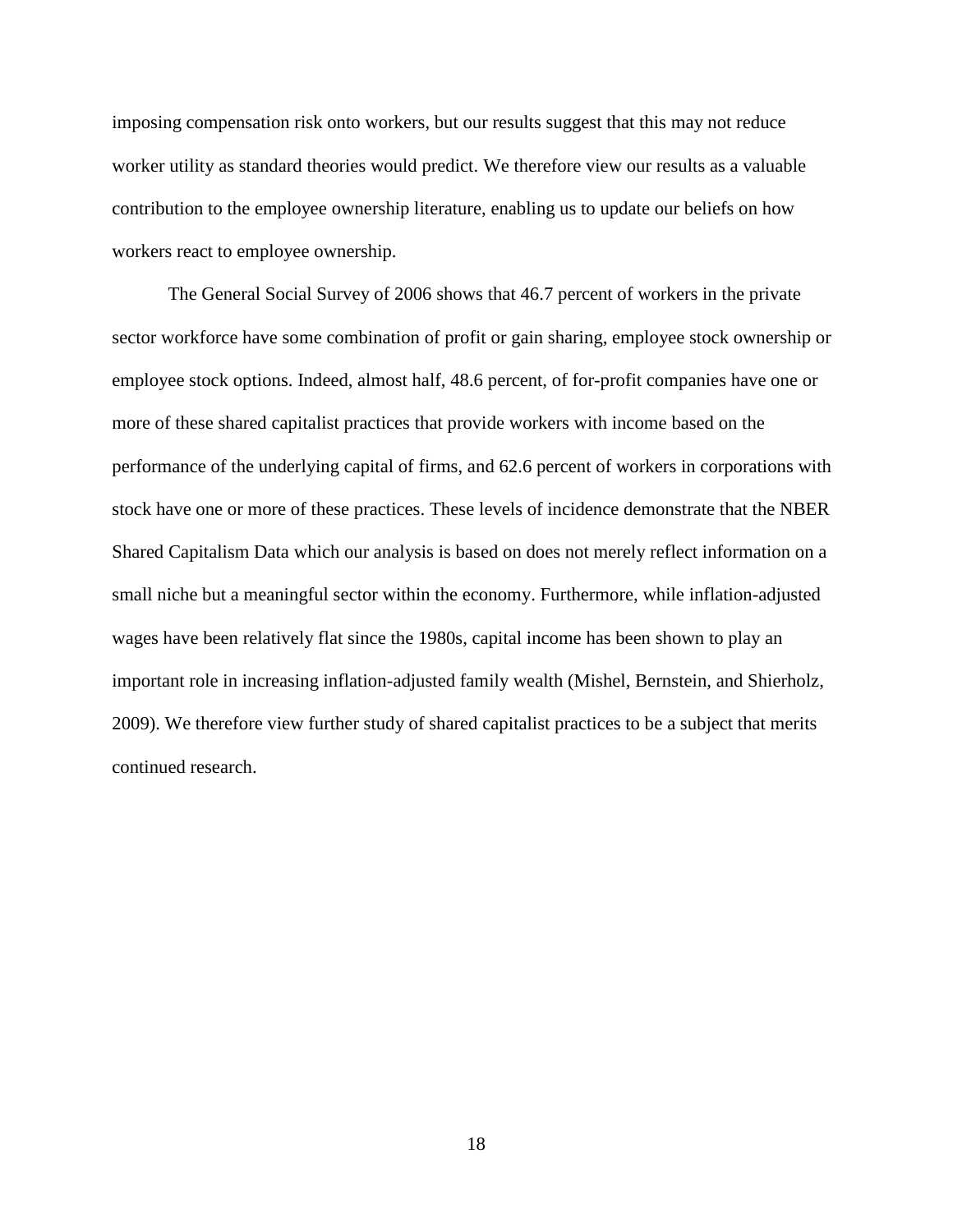imposing compensation risk onto workers, but our results suggest that this may not reduce worker utility as standard theories would predict. We therefore view our results as a valuable contribution to the employee ownership literature, enabling us to update our beliefs on how workers react to employee ownership.

The General Social Survey of 2006 shows that 46.7 percent of workers in the private sector workforce have some combination of profit or gain sharing, employee stock ownership or employee stock options. Indeed, almost half, 48.6 percent, of for-profit companies have one or more of these shared capitalist practices that provide workers with income based on the performance of the underlying capital of firms, and 62.6 percent of workers in corporations with stock have one or more of these practices. These levels of incidence demonstrate that the NBER Shared Capitalism Data which our analysis is based on does not merely reflect information on a small niche but a meaningful sector within the economy. Furthermore, while inflation-adjusted wages have been relatively flat since the 1980s, capital income has been shown to play an important role in increasing inflation-adjusted family wealth (Mishel, Bernstein, and Shierholz, 2009). We therefore view further study of shared capitalist practices to be a subject that merits continued research.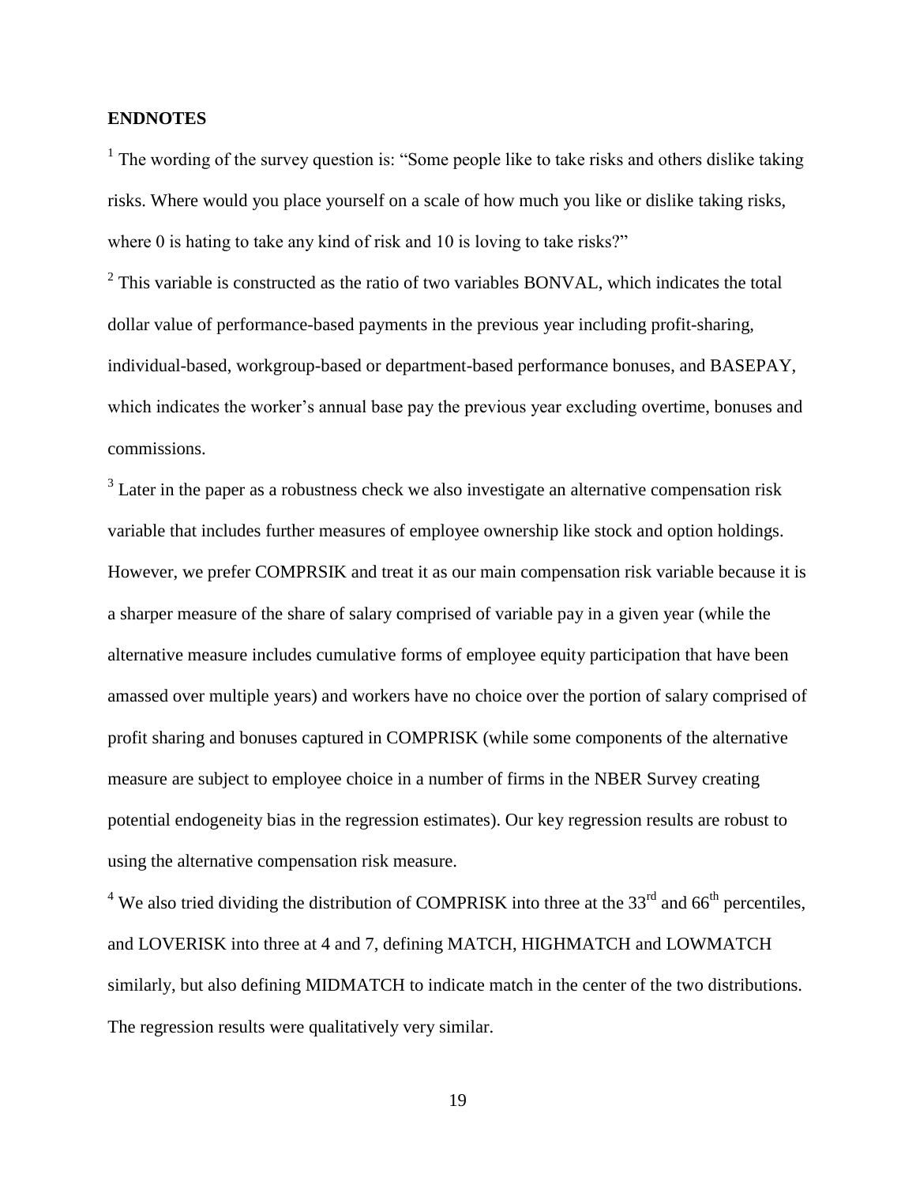**ENDNOTES**

[1] The wording of the survey question is: "Some people like to take risks and others dislike taking risks. Where would you place yourself on a scale of how much you like or dislike taking risks, where 0 is hating to take any kind of risk and 10 is loving to take risks?"

[2] This variable is constructed as the ratio of two variables BONVAL, which indicates the total dollar value of performance-based payments in the previous year including profit-sharing, individual-based, workgroup-based or department-based performance bonuses, and BASEPAY, which indicates the worker's annual base pay the previous year excluding overtime, bonuses and commissions.

[3] Later in the paper as a robustness check we also investigate an alternative compensation risk variable that includes further measures of employee ownership like stock and option holdings. However, we prefer COMPRSIK and treat it as our main compensation risk variable because it is a sharper measure of the share of salary comprised of variable pay in a given year (while the alternative measure includes cumulative forms of employee equity participation that have been amassed over multiple years) and workers have no choice over the portion of salary comprised of profit sharing and bonuses captured in COMPRISK (while some components of the alternative measure are subject to employee choice in a number of firms in the NBER Survey creating potential endogeneity bias in the regression estimates). Our key regression results are robust to using the alternative compensation risk measure.

[4] We also tried dividing the distribution of COMPRISK into three at the 33rd and 66th percentiles, and LOVERISK into three at 4 and 7, defining MATCH, HIGHMATCH and LOWMATCH similarly, but also defining MIDMATCH to indicate match in the center of the two distributions. The regression results were qualitatively very similar.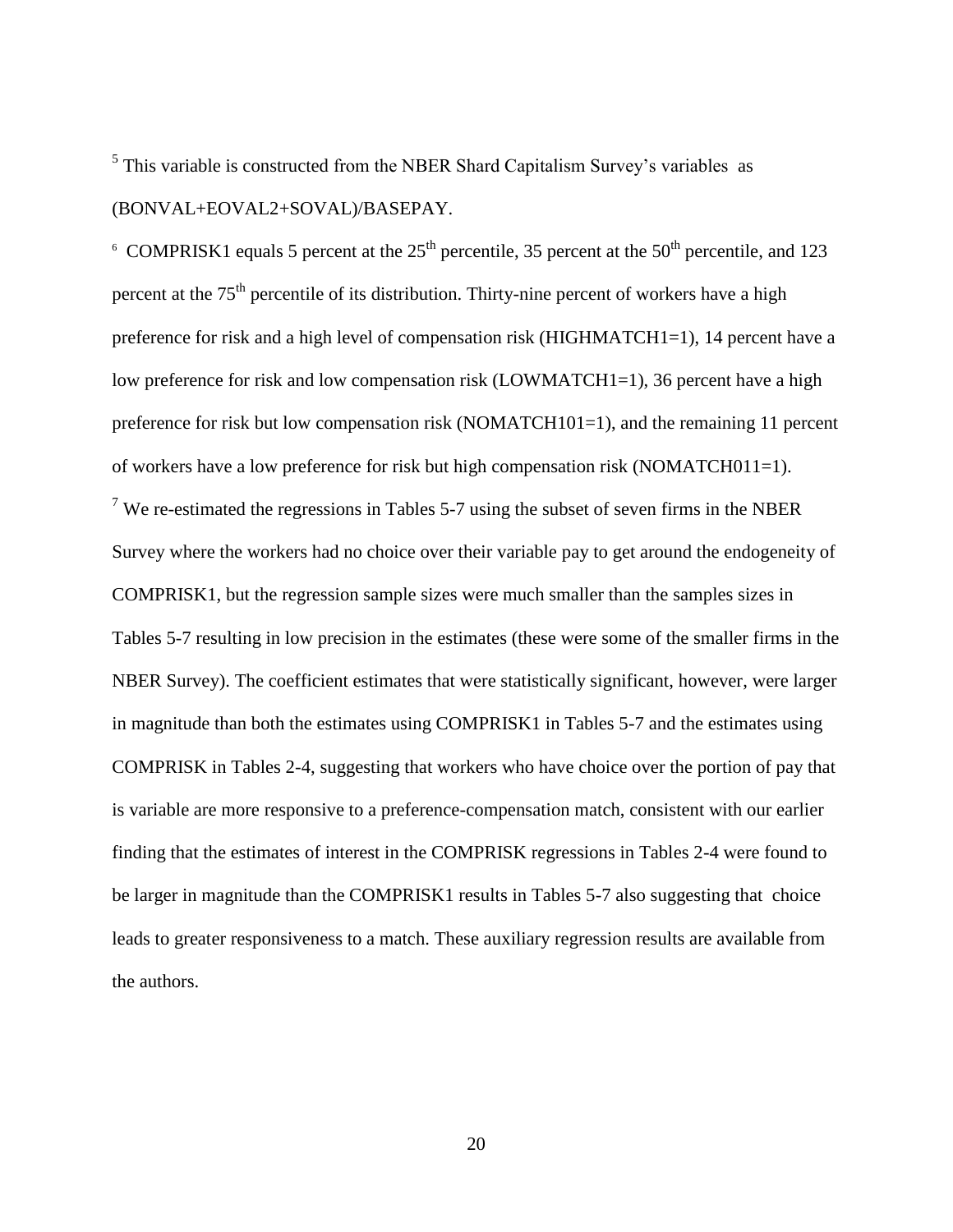[5] This variable is constructed from the NBER Shard Capitalism Survey's variables as (BONVAL+EOVAL2+SOVAL)/BASEPAY.

[6] COMPRISK1 equals 5 percent at the 25th percentile, 35 percent at the 50th percentile, and 123 percent at the 75th percentile of its distribution. Thirty-nine percent of workers have a high preference for risk and a high level of compensation risk (HIGHMATCH1=1), 14 percent have a low preference for risk and low compensation risk (LOWMATCH1=1), 36 percent have a high preference for risk but low compensation risk (NOMATCH101=1), and the remaining 11 percent of workers have a low preference for risk but high compensation risk (NOMATCH011=1).

[7] We re-estimated the regressions in Tables 5-7 using the subset of seven firms in the NBER Survey where the workers had no choice over their variable pay to get around the endogeneity of COMPRISK1, but the regression sample sizes were much smaller than the samples sizes in Tables 5-7 resulting in low precision in the estimates (these were some of the smaller firms in the NBER Survey). The coefficient estimates that were statistically significant, however, were larger in magnitude than both the estimates using COMPRISK1 in Tables 5-7 and the estimates using COMPRISK in Tables 2-4, suggesting that workers who have choice over the portion of pay that is variable are more responsive to a preference-compensation match, consistent with our earlier finding that the estimates of interest in the COMPRISK regressions in Tables 2-4 were found to be larger in magnitude than the COMPRISK1 results in Tables 5-7 also suggesting that choice leads to greater responsiveness to a match. These auxiliary regression results are available from the authors.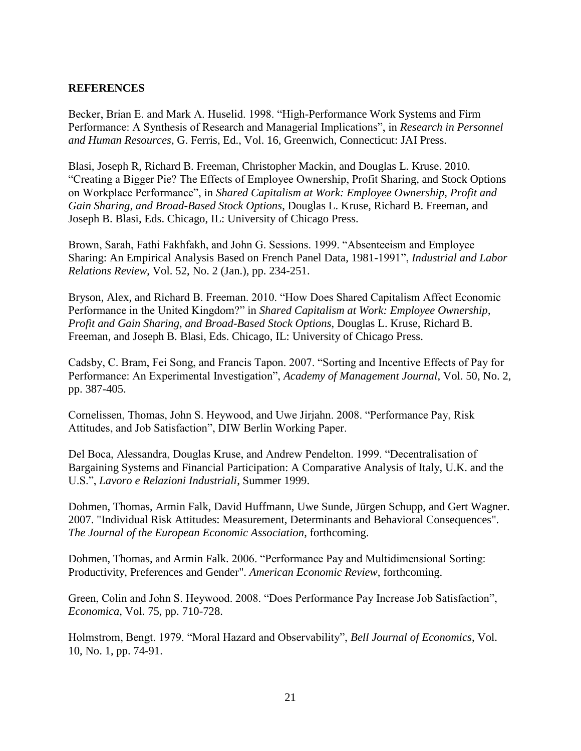**REFERENCES**

Becker, Brian E. and Mark A. Huselid. 1998. "High-Performance Work Systems and Firm Performance: A Synthesis of Research and Managerial Implications", in *Research in Personnel and Human Resources*, G. Ferris, Ed., Vol. 16, Greenwich, Connecticut: JAI Press.

Blasi, Joseph R, Richard B. Freeman, Christopher Mackin, and Douglas L. Kruse. 2010. "Creating a Bigger Pie? The Effects of Employee Ownership, Profit Sharing, and Stock Options on Workplace Performance", in *Shared Capitalism at Work: Employee Ownership, Profit and Gain Sharing, and Broad-Based Stock Options*, Douglas L. Kruse, Richard B. Freeman, and Joseph B. Blasi, Eds. Chicago, IL: University of Chicago Press.

Brown, Sarah, Fathi Fakhfakh, and John G. Sessions. 1999. "Absenteeism and Employee Sharing: An Empirical Analysis Based on French Panel Data, 1981-1991", *Industrial and Labor Relations Review*, Vol. 52, No. 2 (Jan.), pp. 234-251.

Bryson, Alex, and Richard B. Freeman. 2010. "How Does Shared Capitalism Affect Economic Performance in the United Kingdom?" in *Shared Capitalism at Work: Employee Ownership, Profit and Gain Sharing, and Broad-Based Stock Options*, Douglas L. Kruse, Richard B. Freeman, and Joseph B. Blasi, Eds. Chicago, IL: University of Chicago Press.

Cadsby, C. Bram, Fei Song, and Francis Tapon. 2007. "Sorting and Incentive Effects of Pay for Performance: An Experimental Investigation", *Academy of Management Journal*, Vol. 50, No. 2, pp. 387-405.

Cornelissen, Thomas, John S. Heywood, and Uwe Jirjahn. 2008. "Performance Pay, Risk Attitudes, and Job Satisfaction", DIW Berlin Working Paper.

Del Boca, Alessandra, Douglas Kruse, and Andrew Pendelton. 1999. "Decentralisation of Bargaining Systems and Financial Participation: A Comparative Analysis of Italy, U.K. and the U.S.", *Lavoro e Relazioni Industriali*, Summer 1999.

Dohmen, Thomas, Armin Falk, David Huffmann, Uwe Sunde, Jürgen Schupp, and Gert Wagner. 2007. "Individual Risk Attitudes: Measurement, Determinants and Behavioral Consequences". *The Journal of the European Economic Association*, forthcoming.

Dohmen, Thomas, and Armin Falk. 2006. "Performance Pay and Multidimensional Sorting: Productivity, Preferences and Gender". *American Economic Review*, forthcoming.

Green, Colin and John S. Heywood. 2008. "Does Performance Pay Increase Job Satisfaction", *Economica*, Vol. 75, pp. 710-728.

Holmstrom, Bengt. 1979. "Moral Hazard and Observability", *Bell Journal of Economics*, Vol. 10, No. 1, pp. 74-91.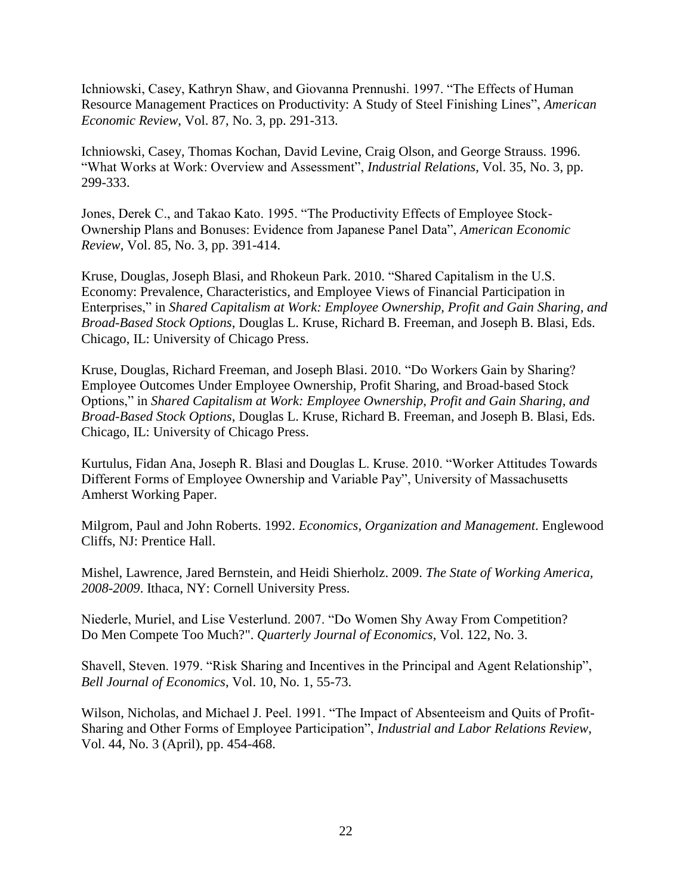Ichniowski, Casey, Kathryn Shaw, and Giovanna Prennushi. 1997. "The Effects of Human Resource Management Practices on Productivity: A Study of Steel Finishing Lines", *American Economic Review*, Vol. 87, No. 3, pp. 291-313.

Ichniowski, Casey, Thomas Kochan, David Levine, Craig Olson, and George Strauss. 1996. "What Works at Work: Overview and Assessment", *Industrial Relations*, Vol. 35, No. 3, pp. 299-333.

Jones, Derek C., and Takao Kato. 1995. "The Productivity Effects of Employee Stock-Ownership Plans and Bonuses: Evidence from Japanese Panel Data", *American Economic Review*, Vol. 85, No. 3, pp. 391-414.

Kruse, Douglas, Joseph Blasi, and Rhokeun Park. 2010. "Shared Capitalism in the U.S. Economy: Prevalence, Characteristics, and Employee Views of Financial Participation in Enterprises," in *Shared Capitalism at Work: Employee Ownership, Profit and Gain Sharing, and Broad-Based Stock Options*, Douglas L. Kruse, Richard B. Freeman, and Joseph B. Blasi, Eds. Chicago, IL: University of Chicago Press.

Kruse, Douglas, Richard Freeman, and Joseph Blasi. 2010. "Do Workers Gain by Sharing? Employee Outcomes Under Employee Ownership, Profit Sharing, and Broad-based Stock Options," in *Shared Capitalism at Work: Employee Ownership, Profit and Gain Sharing, and Broad-Based Stock Options*, Douglas L. Kruse, Richard B. Freeman, and Joseph B. Blasi, Eds. Chicago, IL: University of Chicago Press.

Kurtulus, Fidan Ana, Joseph R. Blasi and Douglas L. Kruse. 2010. "Worker Attitudes Towards Different Forms of Employee Ownership and Variable Pay", University of Massachusetts Amherst Working Paper.

Milgrom, Paul and John Roberts. 1992. *Economics, Organization and Management*. Englewood Cliffs, NJ: Prentice Hall.

Mishel, Lawrence, Jared Bernstein, and Heidi Shierholz. 2009. *The State of Working America, 2008-2009*. Ithaca, NY: Cornell University Press.

Niederle, Muriel, and Lise Vesterlund. 2007. "Do Women Shy Away From Competition? Do Men Compete Too Much?". *Quarterly Journal of Economics*, Vol. 122, No. 3.

Shavell, Steven. 1979. "Risk Sharing and Incentives in the Principal and Agent Relationship", *Bell Journal of Economics*, Vol. 10, No. 1, 55-73.

Wilson, Nicholas, and Michael J. Peel. 1991. "The Impact of Absenteeism and Quits of Profit-Sharing and Other Forms of Employee Participation", *Industrial and Labor Relations Review*, Vol. 44, No. 3 (April), pp. 454-468.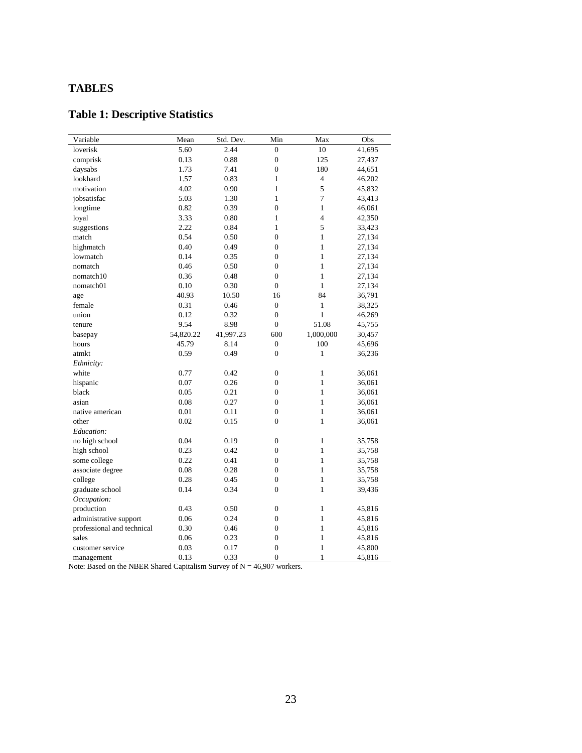## TABLES

## Table 1: Descriptive Statistics

| Variable | Mean | Std. Dev. | Min | Max | Obs |
|---|---|---|---|---|---|
| loverisk | 5.60 | 2.44 | 0 | 10 | 41,695 |
| comprisk | 0.13 | 0.88 | 0 | 125 | 27,437 |
| daysabs | 1.73 | 7.41 | 0 | 180 | 44,651 |
| lookhard | 1.57 | 0.83 | 1 | 4 | 46,202 |
| motivation | 4.02 | 0.90 | 1 | 5 | 45,832 |
| jobsatisfac | 5.03 | 1.30 | 1 | 7 | 43,413 |
| longtime | 0.82 | 0.39 | 0 | 1 | 46,061 |
| loyal | 3.33 | 0.80 | 1 | 4 | 42,350 |
| suggestions | 2.22 | 0.84 | 1 | 5 | 33,423 |
| match | 0.54 | 0.50 | 0 | 1 | 27,134 |
| highmatch | 0.40 | 0.49 | 0 | 1 | 27,134 |
| lowmatch | 0.14 | 0.35 | 0 | 1 | 27,134 |
| nomatch | 0.46 | 0.50 | 0 | 1 | 27,134 |
| nomatch10 | 0.36 | 0.48 | 0 | 1 | 27,134 |
| nomatch01 | 0.10 | 0.30 | 0 | 1 | 27,134 |
| age | 40.93 | 10.50 | 16 | 84 | 36,791 |
| female | 0.31 | 0.46 | 0 | 1 | 38,325 |
| union | 0.12 | 0.32 | 0 | 1 | 46,269 |
| tenure | 9.54 | 8.98 | 0 | 51.08 | 45,755 |
| basepay | 54,820.22 | 41,997.23 | 600 | 1,000,000 | 30,457 |
| hours | 45.79 | 8.14 | 0 | 100 | 45,696 |
| atmkt | 0.59 | 0.49 | 0 | 1 | 36,236 |
| *Ethnicity:* | | | | | |
| white | 0.77 | 0.42 | 0 | 1 | 36,061 |
| hispanic | 0.07 | 0.26 | 0 | 1 | 36,061 |
| black | 0.05 | 0.21 | 0 | 1 | 36,061 |
| asian | 0.08 | 0.27 | 0 | 1 | 36,061 |
| native american | 0.01 | 0.11 | 0 | 1 | 36,061 |
| other | 0.02 | 0.15 | 0 | 1 | 36,061 |
| *Education:* | | | | | |
| no high school | 0.04 | 0.19 | 0 | 1 | 35,758 |
| high school | 0.23 | 0.42 | 0 | 1 | 35,758 |
| some college | 0.22 | 0.41 | 0 | 1 | 35,758 |
| associate degree | 0.08 | 0.28 | 0 | 1 | 35,758 |
| college | 0.28 | 0.45 | 0 | 1 | 35,758 |
| graduate school | 0.14 | 0.34 | 0 | 1 | 39,436 |
| *Occupation:* | | | | | |
| production | 0.43 | 0.50 | 0 | 1 | 45,816 |
| administrative support | 0.06 | 0.24 | 0 | 1 | 45,816 |
| professional and technical | 0.30 | 0.46 | 0 | 1 | 45,816 |
| sales | 0.06 | 0.23 | 0 | 1 | 45,816 |
| customer service | 0.03 | 0.17 | 0 | 1 | 45,800 |
| management | 0.13 | 0.33 | 0 | 1 | 45,816 |

Note: Based on the NBER Shared Capitalism Survey of N = 46,907 workers.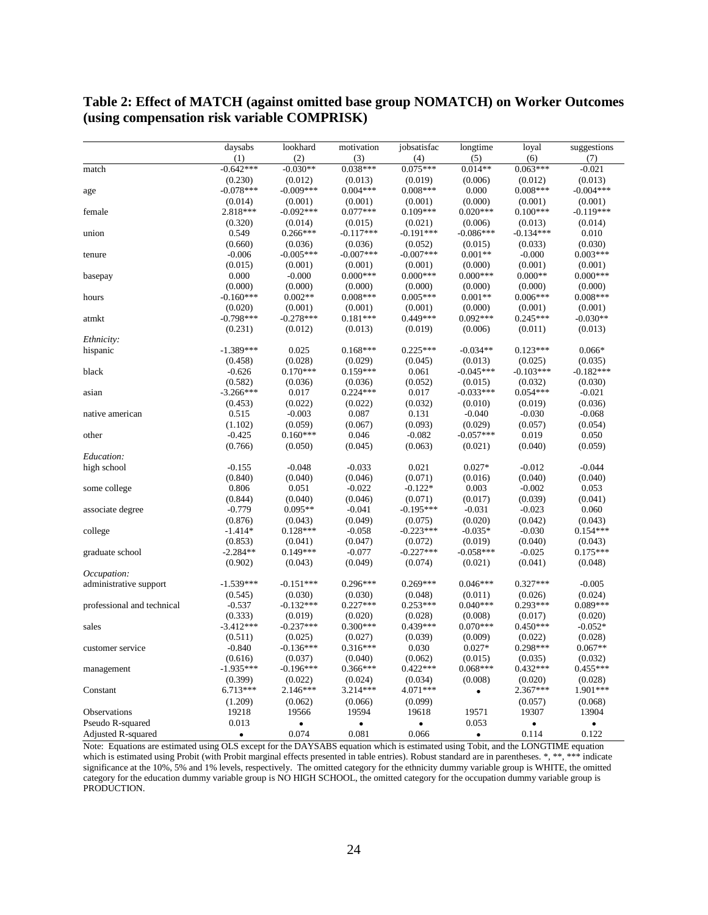**Table 2: Effect of MATCH (against omitted base group NOMATCH) on Worker Outcomes (using compensation risk variable COMPRISK)**

| | daysabs | lookhard | motivation | jobsatisfac | longtime | loyal | suggestions |
|---|---|---|---|---|---|---|---|
| | (1) | (2) | (3) | (4) | (5) | (6) | (7) |
| match | -0.642*** | -0.030** | 0.038*** | 0.075*** | 0.014** | 0.063*** | -0.021 |
| | (0.230) | (0.012) | (0.013) | (0.019) | (0.006) | (0.012) | (0.013) |
| age | -0.078*** | -0.009*** | 0.004*** | 0.008*** | 0.000 | 0.008*** | -0.004*** |
| | (0.014) | (0.001) | (0.001) | (0.001) | (0.000) | (0.001) | (0.001) |
| female | 2.818*** | -0.092*** | 0.077*** | 0.109*** | 0.020*** | 0.100*** | -0.119*** |
| | (0.320) | (0.014) | (0.015) | (0.021) | (0.006) | (0.013) | (0.014) |
| union | 0.549 | 0.266*** | -0.117*** | -0.191*** | -0.086*** | -0.134*** | 0.010 |
| | (0.660) | (0.036) | (0.036) | (0.052) | (0.015) | (0.033) | (0.030) |
| tenure | -0.006 | -0.005*** | -0.007*** | -0.007*** | 0.001** | -0.000 | 0.003*** |
| | (0.015) | (0.001) | (0.001) | (0.001) | (0.000) | (0.001) | (0.001) |
| basepay | 0.000 | -0.000 | 0.000*** | 0.000*** | 0.000*** | 0.000** | 0.000*** |
| | (0.000) | (0.000) | (0.000) | (0.000) | (0.000) | (0.000) | (0.000) |
| hours | -0.160*** | 0.002** | 0.008*** | 0.005*** | 0.001** | 0.006*** | 0.008*** |
| | (0.020) | (0.001) | (0.001) | (0.001) | (0.000) | (0.001) | (0.001) |
| atmkt | -0.798*** | -0.278*** | 0.181*** | 0.449*** | 0.092*** | 0.245*** | -0.030** |
| | (0.231) | (0.012) | (0.013) | (0.019) | (0.006) | (0.011) | (0.013) |
| *Ethnicity:* | | | | | | | |
| hispanic | -1.389*** | 0.025 | 0.168*** | 0.225*** | -0.034** | 0.123*** | 0.066* |
| | (0.458) | (0.028) | (0.029) | (0.045) | (0.013) | (0.025) | (0.035) |
| black | -0.626 | 0.170*** | 0.159*** | 0.061 | -0.045*** | -0.103*** | -0.182*** |
| | (0.582) | (0.036) | (0.036) | (0.052) | (0.015) | (0.032) | (0.030) |
| asian | -3.266*** | 0.017 | 0.224*** | 0.017 | -0.033*** | 0.054*** | -0.021 |
| | (0.453) | (0.022) | (0.022) | (0.032) | (0.010) | (0.019) | (0.036) |
| native american | 0.515 | -0.003 | 0.087 | 0.131 | -0.040 | -0.030 | -0.068 |
| | (1.102) | (0.059) | (0.067) | (0.093) | (0.029) | (0.057) | (0.054) |
| other | -0.425 | 0.160*** | 0.046 | -0.082 | -0.057*** | 0.019 | 0.050 |
| | (0.766) | (0.050) | (0.045) | (0.063) | (0.021) | (0.040) | (0.059) |
| *Education:* | | | | | | | |
| high school | -0.155 | -0.048 | -0.033 | 0.021 | 0.027* | -0.012 | -0.044 |
| | (0.840) | (0.040) | (0.046) | (0.071) | (0.016) | (0.040) | (0.040) |
| some college | 0.806 | 0.051 | -0.022 | -0.122* | 0.003 | -0.002 | 0.053 |
| | (0.844) | (0.040) | (0.046) | (0.071) | (0.017) | (0.039) | (0.041) |
| associate degree | -0.779 | 0.095** | -0.041 | -0.195*** | -0.031 | -0.023 | 0.060 |
| | (0.876) | (0.043) | (0.049) | (0.075) | (0.020) | (0.042) | (0.043) |
| college | -1.414* | 0.128*** | -0.058 | -0.223*** | -0.035* | -0.030 | 0.154*** |
| | (0.853) | (0.041) | (0.047) | (0.072) | (0.019) | (0.040) | (0.043) |
| graduate school | -2.284** | 0.149*** | -0.077 | -0.227*** | -0.058*** | -0.025 | 0.175*** |
| | (0.902) | (0.043) | (0.049) | (0.074) | (0.021) | (0.041) | (0.048) |
| *Occupation:* | | | | | | | |
| administrative support | -1.539*** | -0.151*** | 0.296*** | 0.269*** | 0.046*** | 0.327*** | -0.005 |
| | (0.545) | (0.030) | (0.030) | (0.048) | (0.011) | (0.026) | (0.024) |
| professional and technical | -0.537 | -0.132*** | 0.227*** | 0.253*** | 0.040*** | 0.293*** | 0.089*** |
| | (0.333) | (0.019) | (0.020) | (0.028) | (0.008) | (0.017) | (0.020) |
| sales | -3.412*** | -0.237*** | 0.300*** | 0.439*** | 0.070*** | 0.450*** | -0.052* |
| | (0.511) | (0.025) | (0.027) | (0.039) | (0.009) | (0.022) | (0.028) |
| customer service | -0.840 | -0.136*** | 0.316*** | 0.030 | 0.027* | 0.298*** | 0.067** |
| | (0.616) | (0.037) | (0.040) | (0.062) | (0.015) | (0.035) | (0.032) |
| management | -1.935*** | -0.196*** | 0.366*** | 0.422*** | 0.068*** | 0.432*** | 0.455*** |
| | (0.399) | (0.022) | (0.024) | (0.034) | (0.008) | (0.020) | (0.028) |
| Constant | 6.713*** | 2.146*** | 3.214*** | 4.071*** | • | 2.367*** | 1.901*** |
| | (1.209) | (0.062) | (0.066) | (0.099) | | (0.057) | (0.068) |
| Observations | 19218 | 19566 | 19594 | 19618 | 19571 | 19307 | 13904 |
| Pseudo R-squared | 0.013 | • | • | • | 0.053 | • | • |
| Adjusted R-squared | • | 0.074 | 0.081 | 0.066 | • | 0.114 | 0.122 |

Note: Equations are estimated using OLS except for the DAYSABS equation which is estimated using Tobit, and the LONGTIME equation which is estimated using Probit (with Probit marginal effects presented in table entries). Robust standard are in parentheses. *, **, *** indicate significance at the 10%, 5% and 1% levels, respectively. The omitted category for the ethnicity dummy variable group is WHITE, the omitted category for the education dummy variable group is NO HIGH SCHOOL, the omitted category for the occupation dummy variable group is PRODUCTION.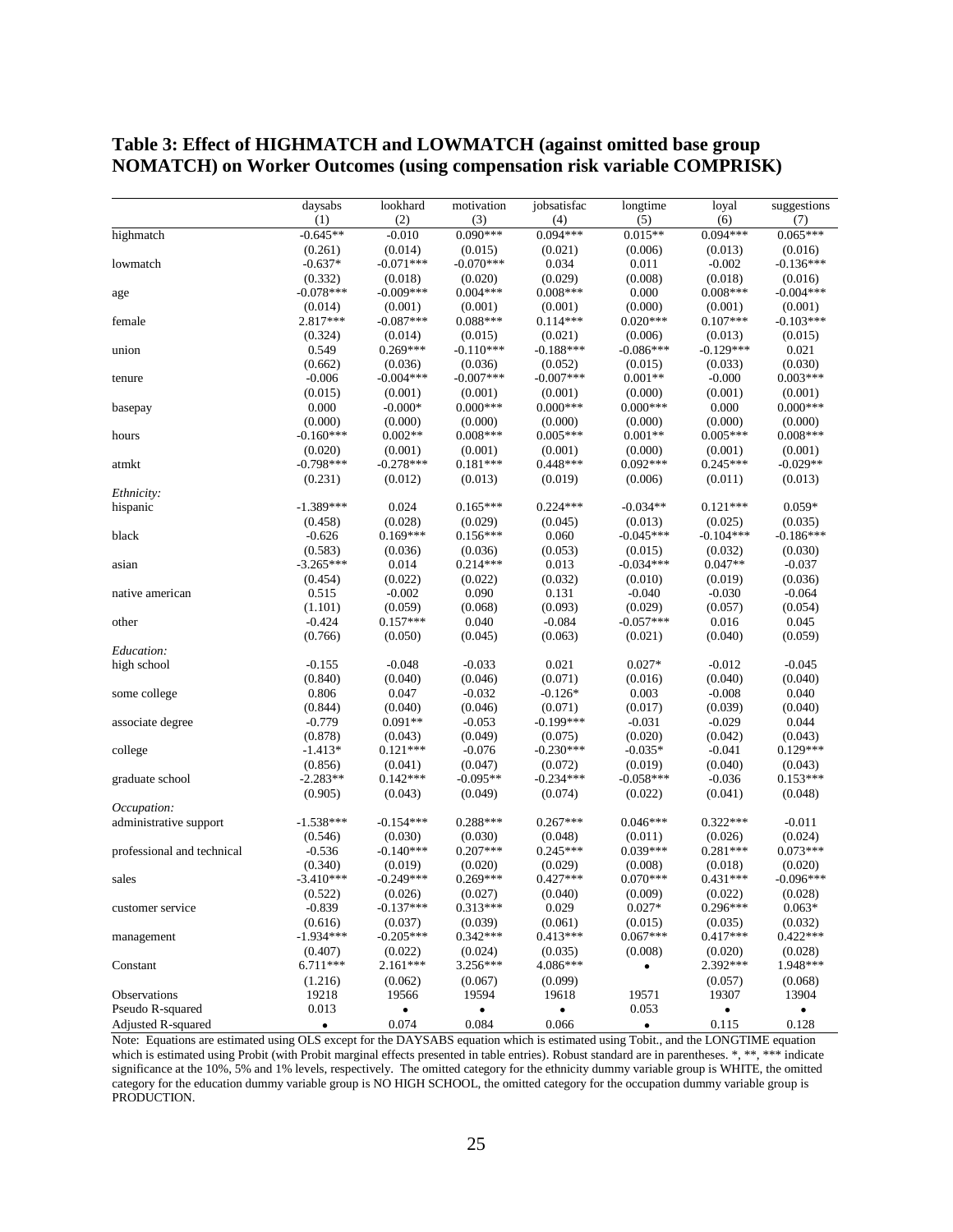**Table 3: Effect of HIGHMATCH and LOWMATCH (against omitted base group NOMATCH) on Worker Outcomes (using compensation risk variable COMPRISK)**

| | daysabs | lookhard | motivation | jobsatisfac | longtime | loyal | suggestions |
|---|---|---|---|---|---|---|---|
| | (1) | (2) | (3) | (4) | (5) | (6) | (7) |
| highmatch | -0.645** | -0.010 | 0.090*** | 0.094*** | 0.015** | 0.094*** | 0.065*** |
| | (0.261) | (0.014) | (0.015) | (0.021) | (0.006) | (0.013) | (0.016) |
| lowmatch | -0.637* | -0.071*** | -0.070*** | 0.034 | 0.011 | -0.002 | -0.136*** |
| | (0.332) | (0.018) | (0.020) | (0.029) | (0.008) | (0.018) | (0.016) |
| age | -0.078*** | -0.009*** | 0.004*** | 0.008*** | 0.000 | 0.008*** | -0.004*** |
| | (0.014) | (0.001) | (0.001) | (0.001) | (0.000) | (0.001) | (0.001) |
| female | 2.817*** | -0.087*** | 0.088*** | 0.114*** | 0.020*** | 0.107*** | -0.103*** |
| | (0.324) | (0.014) | (0.015) | (0.021) | (0.006) | (0.013) | (0.015) |
| union | 0.549 | 0.269*** | -0.110*** | -0.188*** | -0.086*** | -0.129*** | 0.021 |
| | (0.662) | (0.036) | (0.036) | (0.052) | (0.015) | (0.033) | (0.030) |
| tenure | -0.006 | -0.004*** | -0.007*** | -0.007*** | 0.001** | -0.000 | 0.003*** |
| | (0.015) | (0.001) | (0.001) | (0.001) | (0.000) | (0.001) | (0.001) |
| basepay | 0.000 | -0.000* | 0.000*** | 0.000*** | 0.000*** | 0.000 | 0.000*** |
| | (0.000) | (0.000) | (0.000) | (0.000) | (0.000) | (0.000) | (0.000) |
| hours | -0.160*** | 0.002** | 0.008*** | 0.005*** | 0.001** | 0.005*** | 0.008*** |
| | (0.020) | (0.001) | (0.001) | (0.001) | (0.000) | (0.001) | (0.001) |
| atmkt | -0.798*** | -0.278*** | 0.181*** | 0.448*** | 0.092*** | 0.245*** | -0.029** |
| | (0.231) | (0.012) | (0.013) | (0.019) | (0.006) | (0.011) | (0.013) |
| *Ethnicity:* | | | | | | | |
| hispanic | -1.389*** | 0.024 | 0.165*** | 0.224*** | -0.034** | 0.121*** | 0.059* |
| | (0.458) | (0.028) | (0.029) | (0.045) | (0.013) | (0.025) | (0.035) |
| black | -0.626 | 0.169*** | 0.156*** | 0.060 | -0.045*** | -0.104*** | -0.186*** |
| | (0.583) | (0.036) | (0.036) | (0.053) | (0.015) | (0.032) | (0.030) |
| asian | -3.265*** | 0.014 | 0.214*** | 0.013 | -0.034*** | 0.047** | -0.037 |
| | (0.454) | (0.022) | (0.022) | (0.032) | (0.010) | (0.019) | (0.036) |
| native american | 0.515 | -0.002 | 0.090 | 0.131 | -0.040 | -0.030 | -0.064 |
| | (1.101) | (0.059) | (0.068) | (0.093) | (0.029) | (0.057) | (0.054) |
| other | -0.424 | 0.157*** | 0.040 | -0.084 | -0.057*** | 0.016 | 0.045 |
| | (0.766) | (0.050) | (0.045) | (0.063) | (0.021) | (0.040) | (0.059) |
| *Education:* | | | | | | | |
| high school | -0.155 | -0.048 | -0.033 | 0.021 | 0.027* | -0.012 | -0.045 |
| | (0.840) | (0.040) | (0.046) | (0.071) | (0.016) | (0.040) | (0.040) |
| some college | 0.806 | 0.047 | -0.032 | -0.126* | 0.003 | -0.008 | 0.040 |
| | (0.844) | (0.040) | (0.046) | (0.071) | (0.017) | (0.039) | (0.040) |
| associate degree | -0.779 | 0.091** | -0.053 | -0.199*** | -0.031 | -0.029 | 0.044 |
| | (0.878) | (0.043) | (0.049) | (0.075) | (0.020) | (0.042) | (0.043) |
| college | -1.413* | 0.121*** | -0.076 | -0.230*** | -0.035* | -0.041 | 0.129*** |
| | (0.856) | (0.041) | (0.047) | (0.072) | (0.019) | (0.040) | (0.043) |
| graduate school | -2.283** | 0.142*** | -0.095** | -0.234*** | -0.058*** | -0.036 | 0.153*** |
| | (0.905) | (0.043) | (0.049) | (0.074) | (0.022) | (0.041) | (0.048) |
| *Occupation:* | | | | | | | |
| administrative support | -1.538*** | -0.154*** | 0.288*** | 0.267*** | 0.046*** | 0.322*** | -0.011 |
| | (0.546) | (0.030) | (0.030) | (0.048) | (0.011) | (0.026) | (0.024) |
| professional and technical | -0.536 | -0.140*** | 0.207*** | 0.245*** | 0.039*** | 0.281*** | 0.073*** |
| | (0.340) | (0.019) | (0.020) | (0.029) | (0.008) | (0.018) | (0.020) |
| sales | -3.410*** | -0.249*** | 0.269*** | 0.427*** | 0.070*** | 0.431*** | -0.096*** |
| | (0.522) | (0.026) | (0.027) | (0.040) | (0.009) | (0.022) | (0.028) |
| customer service | -0.839 | -0.137*** | 0.313*** | 0.029 | 0.027* | 0.296*** | 0.063* |
| | (0.616) | (0.037) | (0.039) | (0.061) | (0.015) | (0.035) | (0.032) |
| management | -1.934*** | -0.205*** | 0.342*** | 0.413*** | 0.067*** | 0.417*** | 0.422*** |
| | (0.407) | (0.022) | (0.024) | (0.035) | (0.008) | (0.020) | (0.028) |
| Constant | 6.711*** | 2.161*** | 3.256*** | 4.086*** | • | 2.392*** | 1.948*** |
| | (1.216) | (0.062) | (0.067) | (0.099) | | (0.057) | (0.068) |
| Observations | 19218 | 19566 | 19594 | 19618 | 19571 | 19307 | 13904 |
| Pseudo R-squared | 0.013 | • | • | • | 0.053 | • | • |
| Adjusted R-squared | • | 0.074 | 0.084 | 0.066 | • | 0.115 | 0.128 |

Note: Equations are estimated using OLS except for the DAYSABS equation which is estimated using Tobit., and the LONGTIME equation which is estimated using Probit (with Probit marginal effects presented in table entries). Robust standard are in parentheses. *, **, *** indicate significance at the 10%, 5% and 1% levels, respectively. The omitted category for the ethnicity dummy variable group is WHITE, the omitted category for the education dummy variable group is NO HIGH SCHOOL, the omitted category for the occupation dummy variable group is PRODUCTION.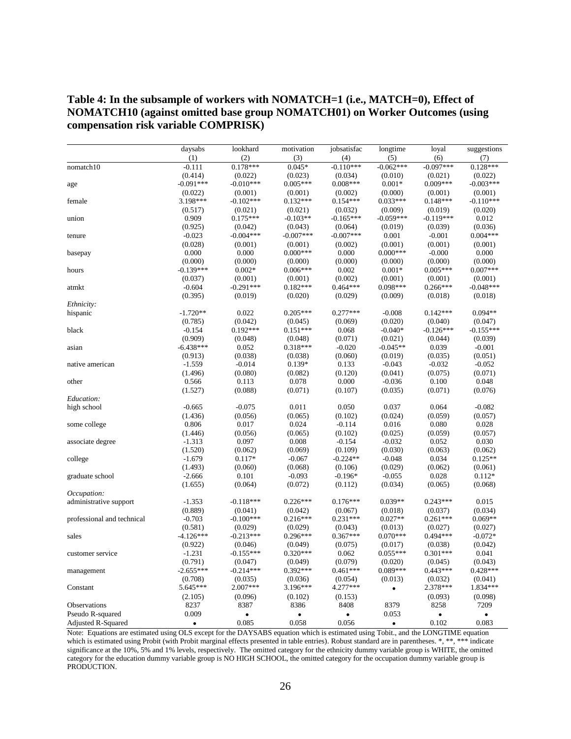**Table 4: In the subsample of workers with NOMATCH=1 (i.e., MATCH=0), Effect of NOMATCH10 (against omitted base group NOMATCH01) on Worker Outcomes (using compensation risk variable COMPRISK)**

| | daysabs | lookhard | motivation | jobsatisfac | longtime | loyal | suggestions |
|---|---|---|---|---|---|---|---|
| | (1) | (2) | (3) | (4) | (5) | (6) | (7) |
| nomatch10 | -0.111 | 0.178*** | 0.045* | -0.110*** | -0.062*** | -0.097*** | 0.128*** |
| | (0.414) | (0.022) | (0.023) | (0.034) | (0.010) | (0.021) | (0.022) |
| age | -0.091*** | -0.010*** | 0.005*** | 0.008*** | 0.001* | 0.009*** | -0.003*** |
| | (0.022) | (0.001) | (0.001) | (0.002) | (0.000) | (0.001) | (0.001) |
| female | 3.198*** | -0.102*** | 0.132*** | 0.154*** | 0.033*** | 0.148*** | -0.110*** |
| | (0.517) | (0.021) | (0.021) | (0.032) | (0.009) | (0.019) | (0.020) |
| union | 0.909 | 0.175*** | -0.103** | -0.165*** | -0.059*** | -0.119*** | 0.012 |
| | (0.925) | (0.042) | (0.043) | (0.064) | (0.019) | (0.039) | (0.036) |
| tenure | -0.023 | -0.004*** | -0.007*** | -0.007*** | 0.001 | -0.001 | 0.004*** |
| | (0.028) | (0.001) | (0.001) | (0.002) | (0.001) | (0.001) | (0.001) |
| basepay | 0.000 | 0.000 | 0.000*** | 0.000 | 0.000*** | -0.000 | 0.000 |
| | (0.000) | (0.000) | (0.000) | (0.000) | (0.000) | (0.000) | (0.000) |
| hours | -0.139*** | 0.002* | 0.006*** | 0.002 | 0.001* | 0.005*** | 0.007*** |
| | (0.037) | (0.001) | (0.001) | (0.002) | (0.001) | (0.001) | (0.001) |
| atmkt | -0.604 | -0.291*** | 0.182*** | 0.464*** | 0.098*** | 0.266*** | -0.048*** |
| | (0.395) | (0.019) | (0.020) | (0.029) | (0.009) | (0.018) | (0.018) |
| *Ethnicity:* | | | | | | | |
| hispanic | -1.720** | 0.022 | 0.205*** | 0.277*** | -0.008 | 0.142*** | 0.094** |
| | (0.785) | (0.042) | (0.045) | (0.069) | (0.020) | (0.040) | (0.047) |
| black | -0.154 | 0.192*** | 0.151*** | 0.068 | -0.040* | -0.126*** | -0.155*** |
| | (0.909) | (0.048) | (0.048) | (0.071) | (0.021) | (0.044) | (0.039) |
| asian | -6.438*** | 0.052 | 0.318*** | -0.020 | -0.045** | 0.039 | -0.001 |
| | (0.913) | (0.038) | (0.038) | (0.060) | (0.019) | (0.035) | (0.051) |
| native american | -1.559 | -0.014 | 0.139* | 0.133 | -0.043 | -0.032 | -0.052 |
| | (1.496) | (0.080) | (0.082) | (0.120) | (0.041) | (0.075) | (0.071) |
| other | 0.566 | 0.113 | 0.078 | 0.000 | -0.036 | 0.100 | 0.048 |
| | (1.527) | (0.088) | (0.071) | (0.107) | (0.035) | (0.071) | (0.076) |
| *Education:* | | | | | | | |
| high school | -0.665 | -0.075 | 0.011 | 0.050 | 0.037 | 0.064 | -0.082 |
| | (1.436) | (0.056) | (0.065) | (0.102) | (0.024) | (0.059) | (0.057) |
| some college | 0.806 | 0.017 | 0.024 | -0.114 | 0.016 | 0.080 | 0.028 |
| | (1.446) | (0.056) | (0.065) | (0.102) | (0.025) | (0.059) | (0.057) |
| associate degree | -1.313 | 0.097 | 0.008 | -0.154 | -0.032 | 0.052 | 0.030 |
| | (1.520) | (0.062) | (0.069) | (0.109) | (0.030) | (0.063) | (0.062) |
| college | -1.679 | 0.117* | -0.067 | -0.224** | -0.048 | 0.034 | 0.125** |
| | (1.493) | (0.060) | (0.068) | (0.106) | (0.029) | (0.062) | (0.061) |
| graduate school | -2.666 | 0.101 | -0.093 | -0.196* | -0.055 | 0.028 | 0.112* |
| | (1.655) | (0.064) | (0.072) | (0.112) | (0.034) | (0.065) | (0.068) |
| *Occupation:* | | | | | | | |
| administrative support | -1.353 | -0.118*** | 0.226*** | 0.176*** | 0.039** | 0.243*** | 0.015 |
| | (0.889) | (0.041) | (0.042) | (0.067) | (0.018) | (0.037) | (0.034) |
| professional and technical | -0.703 | -0.100*** | 0.216*** | 0.231*** | 0.027** | 0.261*** | 0.069** |
| | (0.581) | (0.029) | (0.029) | (0.043) | (0.013) | (0.027) | (0.027) |
| sales | -4.126*** | -0.213*** | 0.296*** | 0.367*** | 0.070*** | 0.494*** | -0.072* |
| | (0.922) | (0.046) | (0.049) | (0.075) | (0.017) | (0.038) | (0.042) |
| customer service | -1.231 | -0.155*** | 0.320*** | 0.062 | 0.055*** | 0.301*** | 0.041 |
| | (0.791) | (0.047) | (0.049) | (0.079) | (0.020) | (0.045) | (0.043) |
| management | -2.655*** | -0.214*** | 0.392*** | 0.461*** | 0.089*** | 0.443*** | 0.428*** |
| | (0.708) | (0.035) | (0.036) | (0.054) | (0.013) | (0.032) | (0.041) |
| Constant | 5.645*** | 2.007*** | 3.196*** | 4.277*** | • | 2.378*** | 1.834*** |
| | (2.105) | (0.096) | (0.102) | (0.153) | | (0.093) | (0.098) |
| Observations | 8237 | 8387 | 8386 | 8408 | 8379 | 8258 | 7209 |
| Pseudo R-squared | 0.009 | • | • | • | 0.053 | • | • |
| Adjusted R-Squared | • | 0.085 | 0.058 | 0.056 | • | 0.102 | 0.083 |

Note: Equations are estimated using OLS except for the DAYSABS equation which is estimated using Tobit., and the LONGTIME equation which is estimated using Probit (with Probit marginal effects presented in table entries). Robust standard are in parentheses. *, **, *** indicate significance at the 10%, 5% and 1% levels, respectively. The omitted category for the ethnicity dummy variable group is WHITE, the omitted category for the education dummy variable group is NO HIGH SCHOOL, the omitted category for the occupation dummy variable group is PRODUCTION.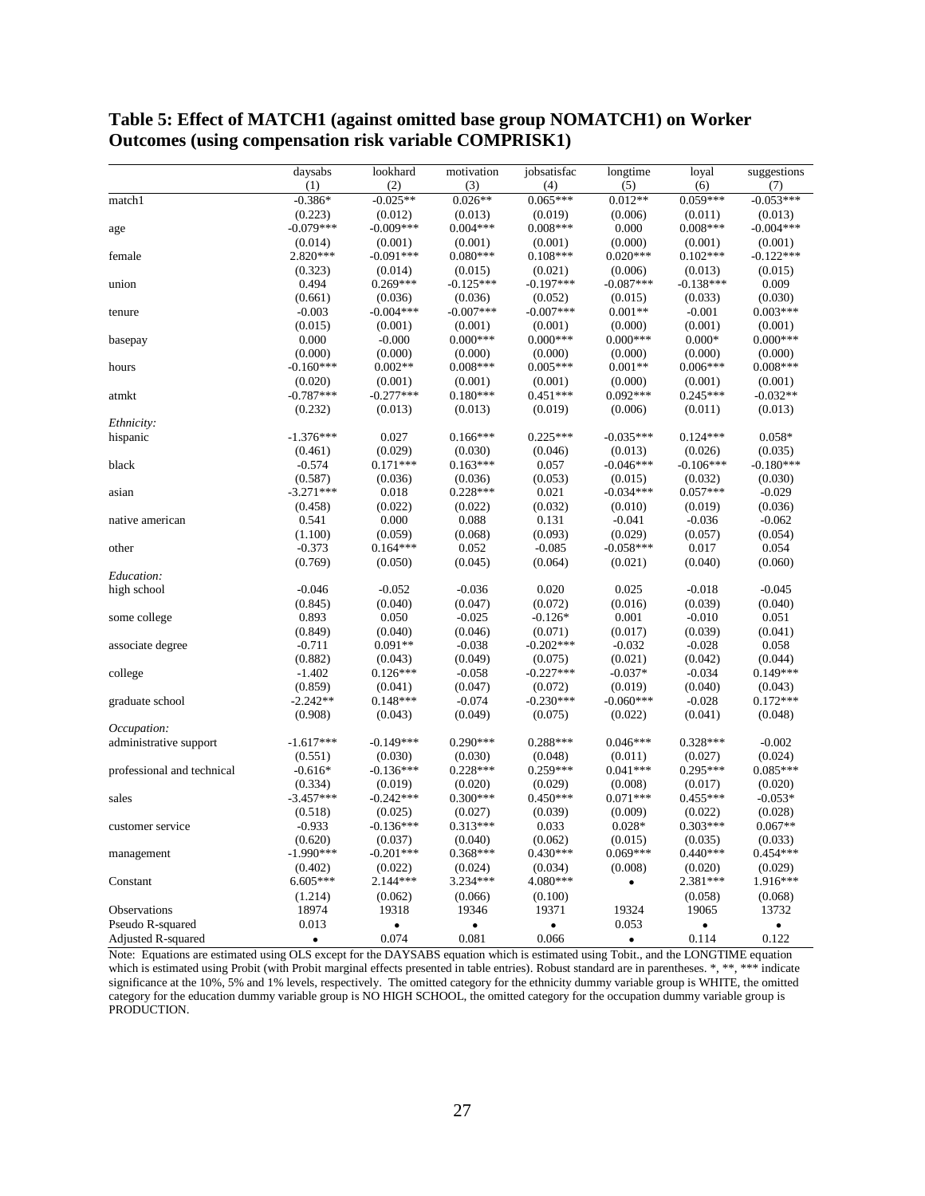# Table 5: Effect of MATCH1 (against omitted base group NOMATCH1) on Worker Outcomes (using compensation risk variable COMPRISK1)

| | daysabs | lookhard | motivation | jobsatisfac | longtime | loyal | suggestions |
|---|---|---|---|---|---|---|---|
| | (1) | (2) | (3) | (4) | (5) | (6) | (7) |
| match1 | -0.386* | -0.025** | 0.026** | 0.065*** | 0.012** | 0.059*** | -0.053*** |
| | (0.223) | (0.012) | (0.013) | (0.019) | (0.006) | (0.011) | (0.013) |
| age | -0.079*** | -0.009*** | 0.004*** | 0.008*** | 0.000 | 0.008*** | -0.004*** |
| | (0.014) | (0.001) | (0.001) | (0.001) | (0.000) | (0.001) | (0.001) |
| female | 2.820*** | -0.091*** | 0.080*** | 0.108*** | 0.020*** | 0.102*** | -0.122*** |
| | (0.323) | (0.014) | (0.015) | (0.021) | (0.006) | (0.013) | (0.015) |
| union | 0.494 | 0.269*** | -0.125*** | -0.197*** | -0.087*** | -0.138*** | 0.009 |
| | (0.661) | (0.036) | (0.036) | (0.052) | (0.015) | (0.033) | (0.030) |
| tenure | -0.003 | -0.004*** | -0.007*** | -0.007*** | 0.001** | -0.001 | 0.003*** |
| | (0.015) | (0.001) | (0.001) | (0.001) | (0.000) | (0.001) | (0.001) |
| basepay | 0.000 | -0.000 | 0.000*** | 0.000*** | 0.000*** | 0.000* | 0.000*** |
| | (0.000) | (0.000) | (0.000) | (0.000) | (0.000) | (0.000) | (0.000) |
| hours | -0.160*** | 0.002** | 0.008*** | 0.005*** | 0.001** | 0.006*** | 0.008*** |
| | (0.020) | (0.001) | (0.001) | (0.001) | (0.000) | (0.001) | (0.001) |
| atmkt | -0.787*** | -0.277*** | 0.180*** | 0.451*** | 0.092*** | 0.245*** | -0.032** |
| | (0.232) | (0.013) | (0.013) | (0.019) | (0.006) | (0.011) | (0.013) |
| *Ethnicity:* | | | | | | | |
| hispanic | -1.376*** | 0.027 | 0.166*** | 0.225*** | -0.035*** | 0.124*** | 0.058* |
| | (0.461) | (0.029) | (0.030) | (0.046) | (0.013) | (0.026) | (0.035) |
| black | -0.574 | 0.171*** | 0.163*** | 0.057 | -0.046*** | -0.106*** | -0.180*** |
| | (0.587) | (0.036) | (0.036) | (0.053) | (0.015) | (0.032) | (0.030) |
| asian | -3.271*** | 0.018 | 0.228*** | 0.021 | -0.034*** | 0.057*** | -0.029 |
| | (0.458) | (0.022) | (0.022) | (0.032) | (0.010) | (0.019) | (0.036) |
| native american | 0.541 | 0.000 | 0.088 | 0.131 | -0.041 | -0.036 | -0.062 |
| | (1.100) | (0.059) | (0.068) | (0.093) | (0.029) | (0.057) | (0.054) |
| other | -0.373 | 0.164*** | 0.052 | -0.085 | -0.058*** | 0.017 | 0.054 |
| | (0.769) | (0.050) | (0.045) | (0.064) | (0.021) | (0.040) | (0.060) |
| *Education:* | | | | | | | |
| high school | -0.046 | -0.052 | -0.036 | 0.020 | 0.025 | -0.018 | -0.045 |
| | (0.845) | (0.040) | (0.047) | (0.072) | (0.016) | (0.039) | (0.040) |
| some college | 0.893 | 0.050 | -0.025 | -0.126* | 0.001 | -0.010 | 0.051 |
| | (0.849) | (0.040) | (0.046) | (0.071) | (0.017) | (0.039) | (0.041) |
| associate degree | -0.711 | 0.091** | -0.038 | -0.202*** | -0.032 | -0.028 | 0.058 |
| | (0.882) | (0.043) | (0.049) | (0.075) | (0.021) | (0.042) | (0.044) |
| college | -1.402 | 0.126*** | -0.058 | -0.227*** | -0.037* | -0.034 | 0.149*** |
| | (0.859) | (0.041) | (0.047) | (0.072) | (0.019) | (0.040) | (0.043) |
| graduate school | -2.242** | 0.148*** | -0.074 | -0.230*** | -0.060*** | -0.028 | 0.172*** |
| | (0.908) | (0.043) | (0.049) | (0.075) | (0.022) | (0.041) | (0.048) |
| *Occupation:* | | | | | | | |
| administrative support | -1.617*** | -0.149*** | 0.290*** | 0.288*** | 0.046*** | 0.328*** | -0.002 |
| | (0.551) | (0.030) | (0.030) | (0.048) | (0.011) | (0.027) | (0.024) |
| professional and technical | -0.616* | -0.136*** | 0.228*** | 0.259*** | 0.041*** | 0.295*** | 0.085*** |
| | (0.334) | (0.019) | (0.020) | (0.029) | (0.008) | (0.017) | (0.020) |
| sales | -3.457*** | -0.242*** | 0.300*** | 0.450*** | 0.071*** | 0.455*** | -0.053* |
| | (0.518) | (0.025) | (0.027) | (0.039) | (0.009) | (0.022) | (0.028) |
| customer service | -0.933 | -0.136*** | 0.313*** | 0.033 | 0.028* | 0.303*** | 0.067** |
| | (0.620) | (0.037) | (0.040) | (0.062) | (0.015) | (0.035) | (0.033) |
| management | -1.990*** | -0.201*** | 0.368*** | 0.430*** | 0.069*** | 0.440*** | 0.454*** |
| | (0.402) | (0.022) | (0.024) | (0.034) | (0.008) | (0.020) | (0.029) |
| Constant | 6.605*** | 2.144*** | 3.234*** | 4.080*** | • | 2.381*** | 1.916*** |
| | (1.214) | (0.062) | (0.066) | (0.100) | | (0.058) | (0.068) |
| Observations | 18974 | 19318 | 19346 | 19371 | 19324 | 19065 | 13732 |
| Pseudo R-squared | 0.013 | • | • | • | 0.053 | • | • |
| Adjusted R-squared | • | 0.074 | 0.081 | 0.066 | • | 0.114 | 0.122 |

Note: Equations are estimated using OLS except for the DAYSABS equation which is estimated using Tobit., and the LONGTIME equation which is estimated using Probit (with Probit marginal effects presented in table entries). Robust standard are in parentheses. *, **, *** indicate significance at the 10%, 5% and 1% levels, respectively. The omitted category for the ethnicity dummy variable group is WHITE, the omitted category for the education dummy variable group is NO HIGH SCHOOL, the omitted category for the occupation dummy variable group is PRODUCTION.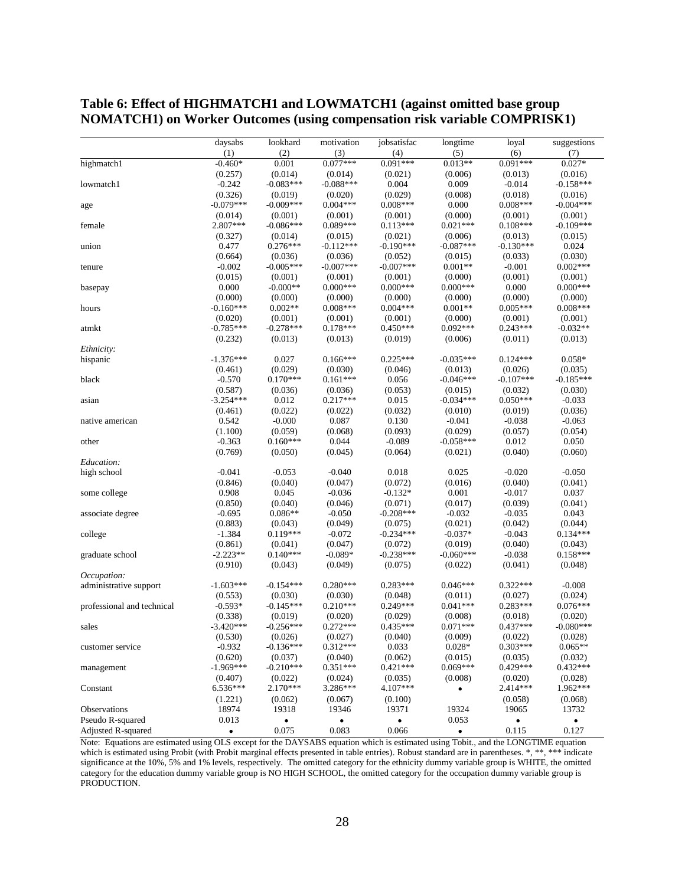## Table 6: Effect of HIGHMATCH1 and LOWMATCH1 (against omitted base group NOMATCH1) on Worker Outcomes (using compensation risk variable COMPRISK1)

| | daysabs | lookhard | motivation | jobsatisfac | longtime | loyal | suggestions |
|---|---|---|---|---|---|---|---|
| | (1) | (2) | (3) | (4) | (5) | (6) | (7) |
| highmatch1 | -0.460* | 0.001 | 0.077*** | 0.091*** | 0.013** | 0.091*** | 0.027* |
| | (0.257) | (0.014) | (0.014) | (0.021) | (0.006) | (0.013) | (0.016) |
| lowmatch1 | -0.242 | -0.083*** | -0.088*** | 0.004 | 0.009 | -0.014 | -0.158*** |
| | (0.326) | (0.019) | (0.020) | (0.029) | (0.008) | (0.018) | (0.016) |
| age | -0.079*** | -0.009*** | 0.004*** | 0.008*** | 0.000 | 0.008*** | -0.004*** |
| | (0.014) | (0.001) | (0.001) | (0.001) | (0.000) | (0.001) | (0.001) |
| female | 2.807*** | -0.086*** | 0.089*** | 0.113*** | 0.021*** | 0.108*** | -0.109*** |
| | (0.327) | (0.014) | (0.021) | (0.021) | (0.006) | (0.013) | (0.015) |
| union | 0.477 | 0.276*** | -0.112*** | -0.190*** | -0.087*** | -0.130*** | 0.024 |
| | (0.664) | (0.036) | (0.036) | (0.052) | (0.015) | (0.033) | (0.030) |
| tenure | -0.002 | -0.005*** | -0.007*** | -0.007*** | 0.001** | -0.001 | 0.002*** |
| | (0.015) | (0.001) | (0.001) | (0.001) | (0.000) | (0.001) | (0.001) |
| basepay | 0.000 | -0.000** | 0.000*** | 0.000*** | 0.000*** | 0.000 | 0.000*** |
| | (0.000) | (0.000) | (0.000) | (0.000) | (0.000) | (0.000) | (0.000) |
| hours | -0.160*** | 0.002** | 0.008*** | 0.004*** | 0.001** | 0.005*** | 0.008*** |
| | (0.020) | (0.001) | (0.001) | (0.001) | (0.000) | (0.001) | (0.001) |
| atmkt | -0.785*** | -0.278*** | 0.178*** | 0.450*** | 0.092*** | 0.243*** | -0.032** |
| | (0.232) | (0.013) | (0.013) | (0.019) | (0.006) | (0.011) | (0.013) |
| *Ethnicity:* | | | | | | | |
| hispanic | -1.376*** | 0.027 | 0.166*** | 0.225*** | -0.035*** | 0.124*** | 0.058* |
| | (0.461) | (0.029) | (0.030) | (0.046) | (0.013) | (0.026) | (0.035) |
| black | -0.570 | 0.170*** | 0.161*** | 0.056 | -0.046*** | -0.107*** | -0.185*** |
| | (0.587) | (0.036) | (0.036) | (0.053) | (0.015) | (0.032) | (0.030) |
| asian | -3.254*** | 0.012 | 0.217*** | 0.015 | -0.034*** | 0.050*** | -0.033 |
| | (0.461) | (0.022) | (0.022) | (0.032) | (0.010) | (0.019) | (0.036) |
| native american | 0.542 | -0.000 | 0.087 | 0.130 | -0.041 | -0.038 | -0.063 |
| | (1.100) | (0.059) | (0.068) | (0.093) | (0.029) | (0.057) | (0.054) |
| other | -0.363 | 0.160*** | 0.044 | -0.089 | -0.058*** | 0.012 | 0.050 |
| | (0.769) | (0.050) | (0.045) | (0.064) | (0.021) | (0.040) | (0.060) |
| *Education:* | | | | | | | |
| high school | -0.041 | -0.053 | -0.040 | 0.018 | 0.025 | -0.020 | -0.050 |
| | (0.846) | (0.040) | (0.047) | (0.072) | (0.016) | (0.040) | (0.041) |
| some college | 0.908 | 0.045 | -0.036 | -0.132* | 0.001 | -0.017 | 0.037 |
| | (0.850) | (0.040) | (0.046) | (0.071) | (0.017) | (0.039) | (0.041) |
| associate degree | -0.695 | 0.086** | -0.050 | -0.208*** | -0.032 | -0.035 | 0.043 |
| | (0.883) | (0.043) | (0.049) | (0.075) | (0.021) | (0.042) | (0.044) |
| college | -1.384 | 0.119*** | -0.072 | -0.234*** | -0.037* | -0.043 | 0.134*** |
| | (0.861) | (0.041) | (0.047) | (0.072) | (0.019) | (0.040) | (0.043) |
| graduate school | -2.223** | 0.140*** | -0.089* | -0.238*** | -0.060*** | -0.038 | 0.158*** |
| | (0.910) | (0.043) | (0.049) | (0.075) | (0.022) | (0.041) | (0.048) |
| *Occupation:* | | | | | | | |
| administrative support | -1.603*** | -0.154*** | 0.280*** | 0.283*** | 0.046*** | 0.322*** | -0.008 |
| | (0.553) | (0.030) | (0.030) | (0.048) | (0.011) | (0.027) | (0.024) |
| professional and technical | -0.593* | -0.145*** | 0.210*** | 0.249*** | 0.041*** | 0.283*** | 0.076*** |
| | (0.338) | (0.019) | (0.020) | (0.029) | (0.008) | (0.018) | (0.020) |
| sales | -3.420*** | -0.256*** | 0.272*** | 0.435*** | 0.071*** | 0.437*** | -0.080*** |
| | (0.530) | (0.026) | (0.027) | (0.040) | (0.009) | (0.022) | (0.028) |
| customer service | -0.932 | -0.136*** | 0.312*** | 0.033 | 0.028* | 0.303*** | 0.065** |
| | (0.620) | (0.037) | (0.040) | (0.062) | (0.015) | (0.035) | (0.032) |
| management | -1.969*** | -0.210*** | 0.351*** | 0.421*** | 0.069*** | 0.429*** | 0.432*** |
| | (0.407) | (0.022) | (0.024) | (0.035) | (0.008) | (0.020) | (0.028) |
| Constant | 6.536*** | 2.170*** | 3.286*** | 4.107*** | • | 2.414*** | 1.962*** |
| | (1.221) | (0.062) | (0.067) | (0.100) | | (0.058) | (0.068) |
| Observations | 18974 | 19318 | 19346 | 19371 | 19324 | 19065 | 13732 |
| Pseudo R-squared | 0.013 | • | • | • | 0.053 | • | • |
| Adjusted R-squared | • | 0.075 | 0.083 | 0.066 | • | 0.115 | 0.127 |

Note: Equations are estimated using OLS except for the DAYSABS equation which is estimated using Tobit., and the LONGTIME equation which is estimated using Probit (with Probit marginal effects presented in table entries). Robust standard are in parentheses. *, **, *** indicate significance at the 10%, 5% and 1% levels, respectively. The omitted category for the ethnicity dummy variable group is WHITE, the omitted category for the education dummy variable group is NO HIGH SCHOOL, the omitted category for the occupation dummy variable group is PRODUCTION.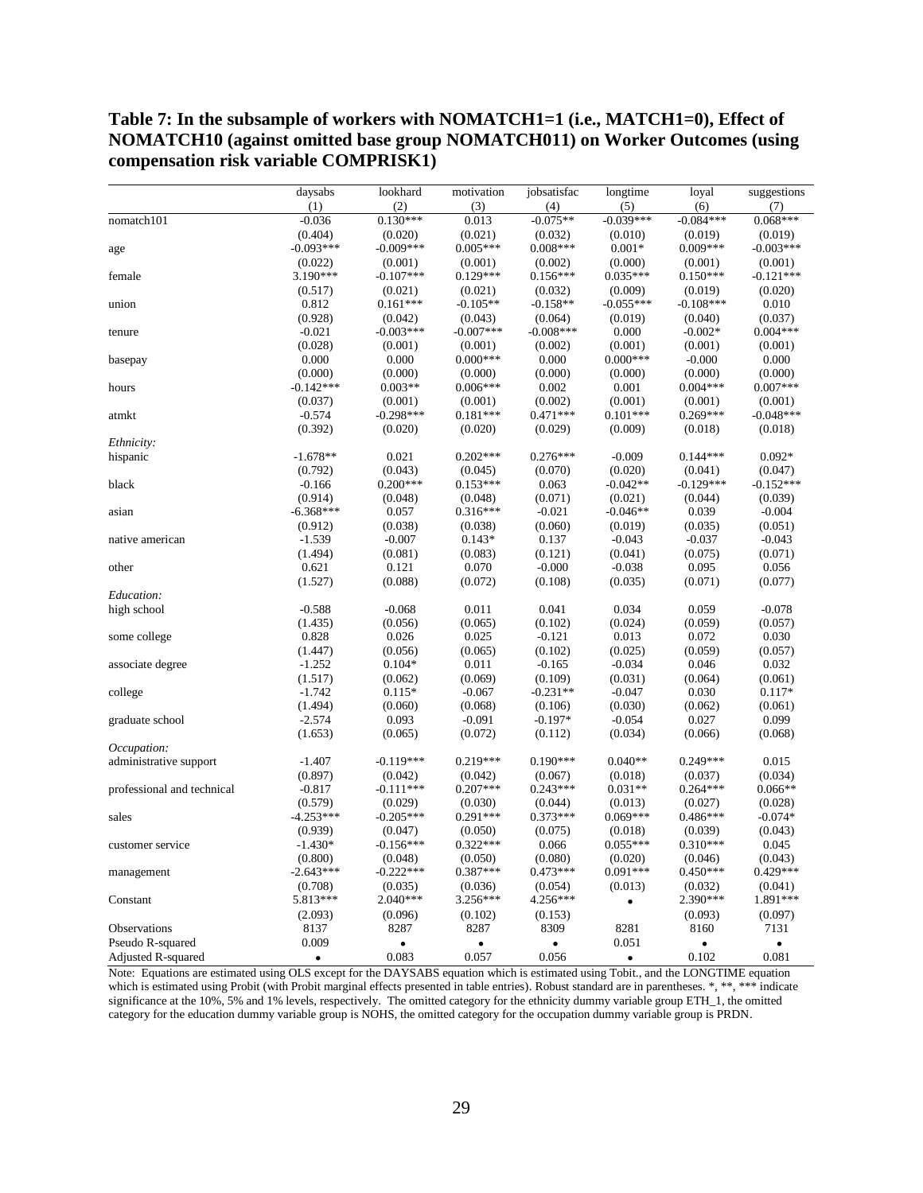**Table 7: In the subsample of workers with NOMATCH1=1 (i.e., MATCH1=0), Effect of NOMATCH10 (against omitted base group NOMATCH011) on Worker Outcomes (using compensation risk variable COMPRISK1)**

| | daysabs | lookhard | motivation | jobsatisfac | longtime | loyal | suggestions |
|---|---|---|---|---|---|---|---|
| | (1) | (2) | (3) | (4) | (5) | (6) | (7) |
| nomatch101 | -0.036 | 0.130*** | 0.013 | -0.075** | -0.039*** | -0.084*** | 0.068*** |
| | (0.404) | (0.020) | (0.021) | (0.032) | (0.010) | (0.019) | (0.019) |
| age | -0.093*** | -0.009*** | 0.005*** | 0.008*** | 0.001* | 0.009*** | -0.003*** |
| | (0.022) | (0.001) | (0.001) | (0.002) | (0.000) | (0.001) | (0.001) |
| female | 3.190*** | -0.107*** | 0.129*** | 0.156*** | 0.035*** | 0.150*** | -0.121*** |
| | (0.517) | (0.021) | (0.021) | (0.032) | (0.009) | (0.019) | (0.020) |
| union | 0.812 | 0.161*** | -0.105** | -0.158** | -0.055*** | -0.108*** | 0.010 |
| | (0.928) | (0.042) | (0.043) | (0.064) | (0.019) | (0.040) | (0.037) |
| tenure | -0.021 | -0.003*** | -0.007*** | -0.008*** | 0.000 | -0.002* | 0.004*** |
| | (0.028) | (0.001) | (0.001) | (0.002) | (0.001) | (0.001) | (0.001) |
| basepay | 0.000 | 0.000 | 0.000*** | 0.000 | 0.000*** | -0.000 | 0.000 |
| | (0.000) | (0.000) | (0.000) | (0.000) | (0.000) | (0.000) | (0.000) |
| hours | -0.142*** | 0.003** | 0.006*** | 0.002 | 0.001 | 0.004*** | 0.007*** |
| | (0.037) | (0.001) | (0.001) | (0.002) | (0.001) | (0.001) | (0.001) |
| atmkt | -0.574 | -0.298*** | 0.181*** | 0.471*** | 0.101*** | 0.269*** | -0.048*** |
| | (0.392) | (0.020) | (0.020) | (0.029) | (0.009) | (0.018) | (0.018) |
| *Ethnicity:* | | | | | | | |
| hispanic | -1.678** | 0.021 | 0.202*** | 0.276*** | -0.009 | 0.144*** | 0.092* |
| | (0.792) | (0.043) | (0.045) | (0.070) | (0.020) | (0.041) | (0.047) |
| black | -0.166 | 0.200*** | 0.153*** | 0.063 | -0.042** | -0.129*** | -0.152*** |
| | (0.914) | (0.048) | (0.048) | (0.071) | (0.021) | (0.044) | (0.039) |
| asian | -6.368*** | 0.057 | 0.316*** | -0.021 | -0.046** | 0.039 | -0.004 |
| | (0.912) | (0.038) | (0.038) | (0.060) | (0.019) | (0.035) | (0.051) |
| native american | -1.539 | -0.007 | 0.143* | 0.137 | -0.043 | -0.037 | -0.043 |
| | (1.494) | (0.081) | (0.083) | (0.121) | (0.041) | (0.075) | (0.071) |
| other | 0.621 | 0.121 | 0.070 | -0.000 | -0.038 | 0.095 | 0.056 |
| | (1.527) | (0.088) | (0.072) | (0.108) | (0.035) | (0.071) | (0.077) |
| *Education:* | | | | | | | |
| high school | -0.588 | -0.068 | 0.011 | 0.041 | 0.034 | 0.059 | -0.078 |
| | (1.435) | (0.056) | (0.065) | (0.102) | (0.024) | (0.059) | (0.057) |
| some college | 0.828 | 0.026 | 0.025 | -0.121 | 0.013 | 0.072 | 0.030 |
| | (1.447) | (0.056) | (0.065) | (0.102) | (0.025) | (0.059) | (0.057) |
| associate degree | -1.252 | 0.104* | 0.011 | -0.165 | -0.034 | 0.046 | 0.032 |
| | (1.517) | (0.062) | (0.069) | (0.109) | (0.031) | (0.064) | (0.061) |
| college | -1.742 | 0.115* | -0.067 | -0.231** | -0.047 | 0.030 | 0.117* |
| | (1.494) | (0.060) | (0.068) | (0.106) | (0.030) | (0.062) | (0.061) |
| graduate school | -2.574 | 0.093 | -0.091 | -0.197* | -0.054 | 0.027 | 0.099 |
| | (1.653) | (0.065) | (0.072) | (0.112) | (0.034) | (0.066) | (0.068) |
| *Occupation:* | | | | | | | |
| administrative support | -1.407 | -0.119*** | 0.219*** | 0.190*** | 0.040** | 0.249*** | 0.015 |
| | (0.897) | (0.042) | (0.042) | (0.067) | (0.018) | (0.037) | (0.034) |
| professional and technical | -0.817 | -0.111*** | 0.207*** | 0.243*** | 0.031** | 0.264*** | 0.066** |
| | (0.579) | (0.029) | (0.030) | (0.044) | (0.013) | (0.027) | (0.028) |
| sales | -4.253*** | -0.205*** | 0.291*** | 0.373*** | 0.069*** | 0.486*** | -0.074* |
| | (0.939) | (0.047) | (0.050) | (0.075) | (0.018) | (0.039) | (0.043) |
| customer service | -1.430* | -0.156*** | 0.322*** | 0.066 | 0.055*** | 0.310*** | 0.045 |
| | (0.800) | (0.048) | (0.050) | (0.080) | (0.020) | (0.046) | (0.043) |
| management | -2.643*** | -0.222*** | 0.387*** | 0.473*** | 0.091*** | 0.450*** | 0.429*** |
| | (0.708) | (0.035) | (0.036) | (0.054) | (0.013) | (0.032) | (0.041) |
| Constant | 5.813*** | 2.040*** | 3.256*** | 4.256*** | • | 2.390*** | 1.891*** |
| | (2.093) | (0.096) | (0.102) | (0.153) | | (0.093) | (0.097) |
| Observations | 8137 | 8287 | 8287 | 8309 | 8281 | 8160 | 7131 |
| Pseudo R-squared | 0.009 | • | • | • | 0.051 | • | • |
| Adjusted R-squared | • | 0.083 | 0.057 | 0.056 | • | 0.102 | 0.081 |

Note: Equations are estimated using OLS except for the DAYSABS equation which is estimated using Tobit., and the LONGTIME equation which is estimated using Probit (with Probit marginal effects presented in table entries). Robust standard are in parentheses. *, **, *** indicate significance at the 10%, 5% and 1% levels, respectively. The omitted category for the ethnicity dummy variable group ETH_1, the omitted category for the education dummy variable group is NOHS, the omitted category for the occupation dummy variable group is PRDN.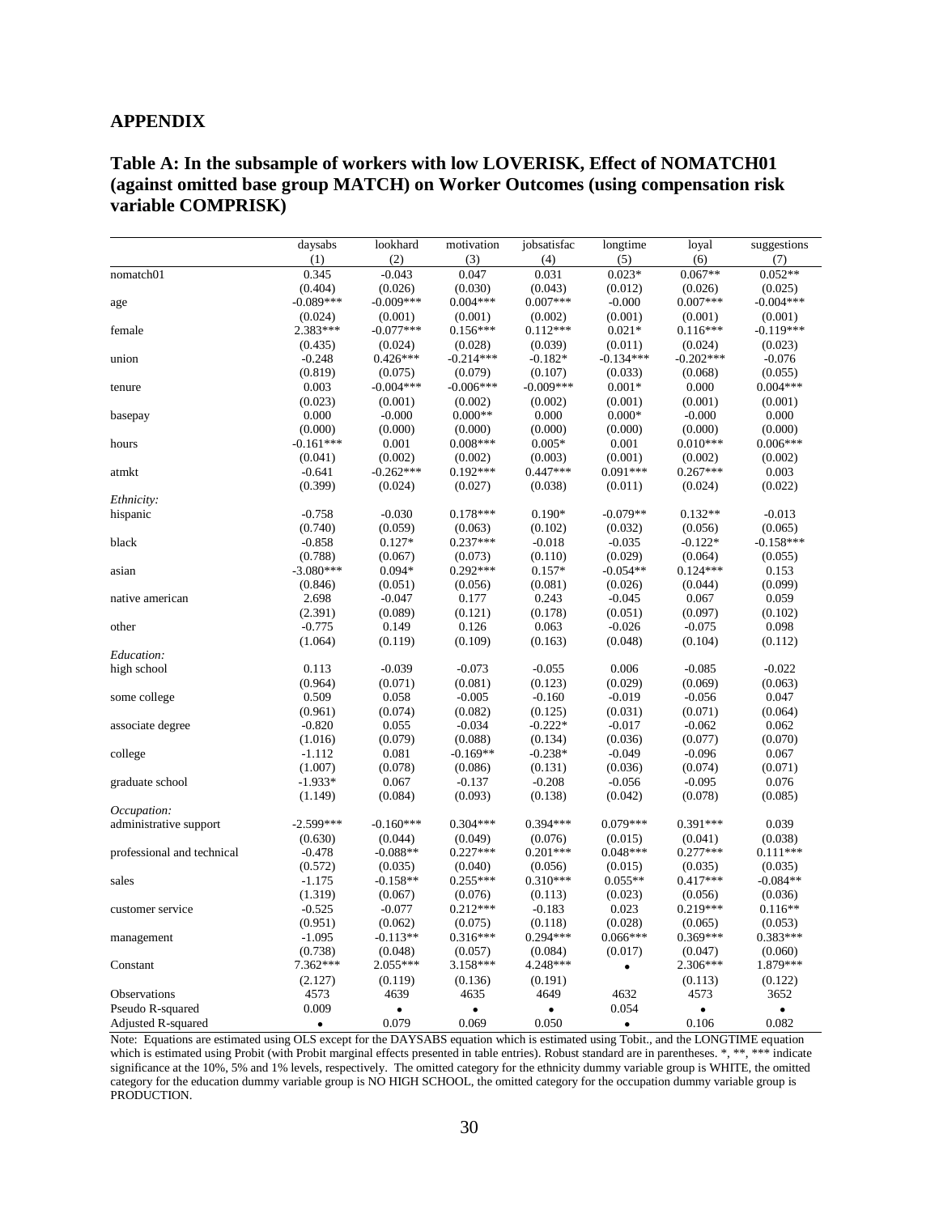## APPENDIX

### Table A: In the subsample of workers with low LOVERISK, Effect of NOMATCH01 (against omitted base group MATCH) on Worker Outcomes (using compensation risk variable COMPRISK)

| | daysabs | lookhard | motivation | jobsatisfac | longtime | loyal | suggestions |
|---|---|---|---|---|---|---|---|
| | (1) | (2) | (3) | (4) | (5) | (6) | (7) |
| nomatch01 | 0.345 | -0.043 | 0.047 | 0.031 | 0.023* | 0.067** | 0.052** |
| | (0.404) | (0.026) | (0.030) | (0.043) | (0.012) | (0.026) | (0.025) |
| age | -0.089*** | -0.009*** | 0.004*** | 0.007*** | -0.000 | 0.007*** | -0.004*** |
| | (0.024) | (0.001) | (0.001) | (0.002) | (0.001) | (0.001) | (0.001) |
| female | 2.383*** | -0.077*** | 0.156*** | 0.112*** | 0.021* | 0.116*** | -0.119*** |
| | (0.435) | (0.024) | (0.028) | (0.039) | (0.011) | (0.024) | (0.023) |
| union | -0.248 | 0.426*** | -0.214*** | -0.182* | -0.134*** | -0.202*** | -0.076 |
| | (0.819) | (0.075) | (0.079) | (0.107) | (0.033) | (0.068) | (0.055) |
| tenure | 0.003 | -0.004*** | -0.006*** | -0.009*** | 0.001* | 0.000 | 0.004*** |
| | (0.023) | (0.001) | (0.002) | (0.002) | (0.001) | (0.001) | (0.001) |
| basepay | 0.000 | -0.000 | 0.000** | 0.000 | 0.000* | -0.000 | 0.000 |
| | (0.000) | (0.000) | (0.000) | (0.000) | (0.000) | (0.000) | (0.000) |
| hours | -0.161*** | 0.001 | 0.008*** | 0.005* | 0.001 | 0.010*** | 0.006*** |
| | (0.041) | (0.002) | (0.002) | (0.003) | (0.001) | (0.002) | (0.002) |
| atmkt | -0.641 | -0.262*** | 0.192*** | 0.447*** | 0.091*** | 0.267*** | 0.003 |
| | (0.399) | (0.024) | (0.027) | (0.038) | (0.011) | (0.024) | (0.022) |
| *Ethnicity:* | | | | | | | |
| hispanic | -0.758 | -0.030 | 0.178*** | 0.190* | -0.079** | 0.132** | -0.013 |
| | (0.740) | (0.059) | (0.063) | (0.102) | (0.032) | (0.056) | (0.065) |
| black | -0.858 | 0.127* | 0.237*** | -0.018 | -0.035 | -0.122* | -0.158*** |
| | (0.788) | (0.067) | (0.073) | (0.110) | (0.029) | (0.064) | (0.055) |
| asian | -3.080*** | 0.094* | 0.292*** | 0.157* | -0.054** | 0.124*** | 0.153 |
| | (0.846) | (0.051) | (0.056) | (0.081) | (0.026) | (0.044) | (0.099) |
| native american | 2.698 | -0.047 | 0.177 | 0.243 | -0.045 | 0.067 | 0.059 |
| | (2.391) | (0.089) | (0.121) | (0.178) | (0.051) | (0.097) | (0.102) |
| other | -0.775 | 0.149 | 0.126 | 0.063 | -0.026 | -0.075 | 0.098 |
| | (1.064) | (0.119) | (0.109) | (0.163) | (0.048) | (0.104) | (0.112) |
| *Education:* | | | | | | | |
| high school | 0.113 | -0.039 | -0.073 | -0.055 | 0.006 | -0.085 | -0.022 |
| | (0.964) | (0.071) | (0.081) | (0.123) | (0.029) | (0.069) | (0.063) |
| some college | 0.509 | 0.058 | -0.005 | -0.160 | -0.019 | -0.056 | 0.047 |
| | (0.961) | (0.074) | (0.082) | (0.125) | (0.031) | (0.071) | (0.064) |
| associate degree | -0.820 | 0.055 | -0.034 | -0.222* | -0.017 | -0.062 | 0.062 |
| | (1.016) | (0.079) | (0.088) | (0.134) | (0.036) | (0.077) | (0.070) |
| college | -1.112 | 0.081 | -0.169** | -0.238* | -0.049 | -0.096 | 0.067 |
| | (1.007) | (0.078) | (0.086) | (0.131) | (0.036) | (0.074) | (0.071) |
| graduate school | -1.933* | 0.067 | -0.137 | -0.208 | -0.056 | -0.095 | 0.076 |
| | (1.149) | (0.084) | (0.093) | (0.138) | (0.042) | (0.078) | (0.085) |
| *Occupation:* | | | | | | | |
| administrative support | -2.599*** | -0.160*** | 0.304*** | 0.394*** | 0.079*** | 0.391*** | 0.039 |
| | (0.630) | (0.044) | (0.049) | (0.076) | (0.015) | (0.041) | (0.038) |
| professional and technical | -0.478 | -0.088** | 0.227*** | 0.201*** | 0.048*** | 0.277*** | 0.111*** |
| | (0.572) | (0.035) | (0.040) | (0.056) | (0.015) | (0.035) | (0.035) |
| sales | -1.175 | -0.158** | 0.255*** | 0.310*** | 0.055** | 0.417*** | -0.084** |
| | (1.319) | (0.067) | (0.076) | (0.113) | (0.023) | (0.056) | (0.036) |
| customer service | -0.525 | -0.077 | 0.212*** | -0.183 | 0.023 | 0.219*** | 0.116** |
| | (0.951) | (0.062) | (0.075) | (0.118) | (0.028) | (0.065) | (0.053) |
| management | -1.095 | -0.113** | 0.316*** | 0.294*** | 0.066*** | 0.369*** | 0.383*** |
| | (0.738) | (0.048) | (0.057) | (0.084) | (0.017) | (0.047) | (0.060) |
| Constant | 7.362*** | 2.055*** | 3.158*** | 4.248*** | • | 2.306*** | 1.879*** |
| | (2.127) | (0.119) | (0.136) | (0.191) | | (0.113) | (0.122) |
| Observations | 4573 | 4639 | 4635 | 4649 | 4632 | 4573 | 3652 |
| Pseudo R-squared | 0.009 | • | • | • | 0.054 | • | • |
| Adjusted R-squared | • | 0.079 | 0.069 | 0.050 | • | 0.106 | 0.082 |

Note: Equations are estimated using OLS except for the DAYSABS equation which is estimated using Tobit., and the LONGTIME equation which is estimated using Probit (with Probit marginal effects presented in table entries). Robust standard are in parentheses. *, **, *** indicate significance at the 10%, 5% and 1% levels, respectively. The omitted category for the ethnicity dummy variable group is WHITE, the omitted category for the education dummy variable group is NO HIGH SCHOOL, the omitted category for the occupation dummy variable group is PRODUCTION.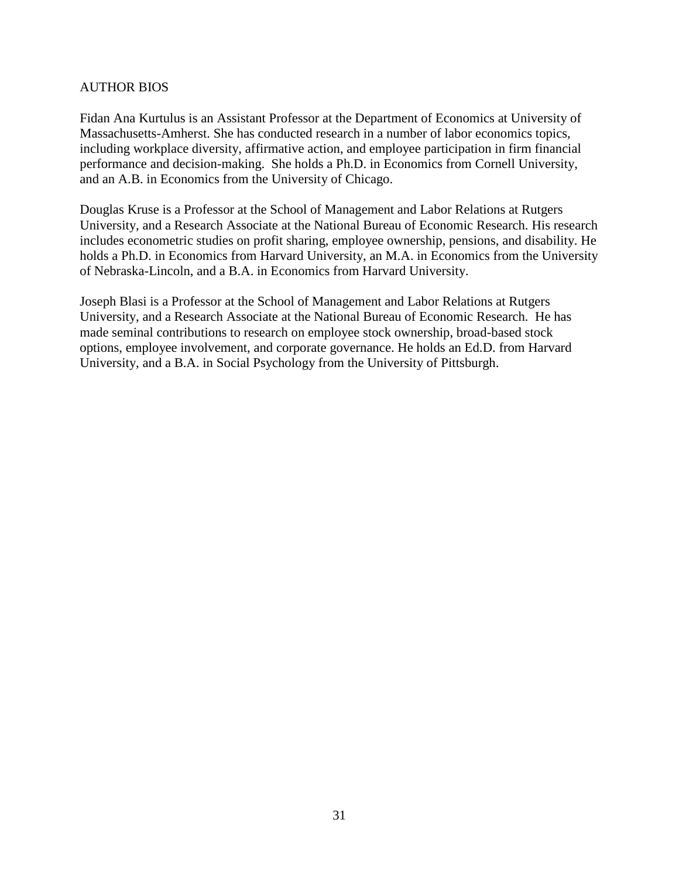# AUTHOR BIOS

Fidan Ana Kurtulus is an Assistant Professor at the Department of Economics at University of Massachusetts-Amherst. She has conducted research in a number of labor economics topics, including workplace diversity, affirmative action, and employee participation in firm financial performance and decision-making. She holds a Ph.D. in Economics from Cornell University, and an A.B. in Economics from the University of Chicago.

Douglas Kruse is a Professor at the School of Management and Labor Relations at Rutgers University, and a Research Associate at the National Bureau of Economic Research. His research includes econometric studies on profit sharing, employee ownership, pensions, and disability. He holds a Ph.D. in Economics from Harvard University, an M.A. in Economics from the University of Nebraska-Lincoln, and a B.A. in Economics from Harvard University.

Joseph Blasi is a Professor at the School of Management and Labor Relations at Rutgers University, and a Research Associate at the National Bureau of Economic Research. He has made seminal contributions to research on employee stock ownership, broad-based stock options, employee involvement, and corporate governance. He holds an Ed.D. from Harvard University, and a B.A. in Social Psychology from the University of Pittsburgh.